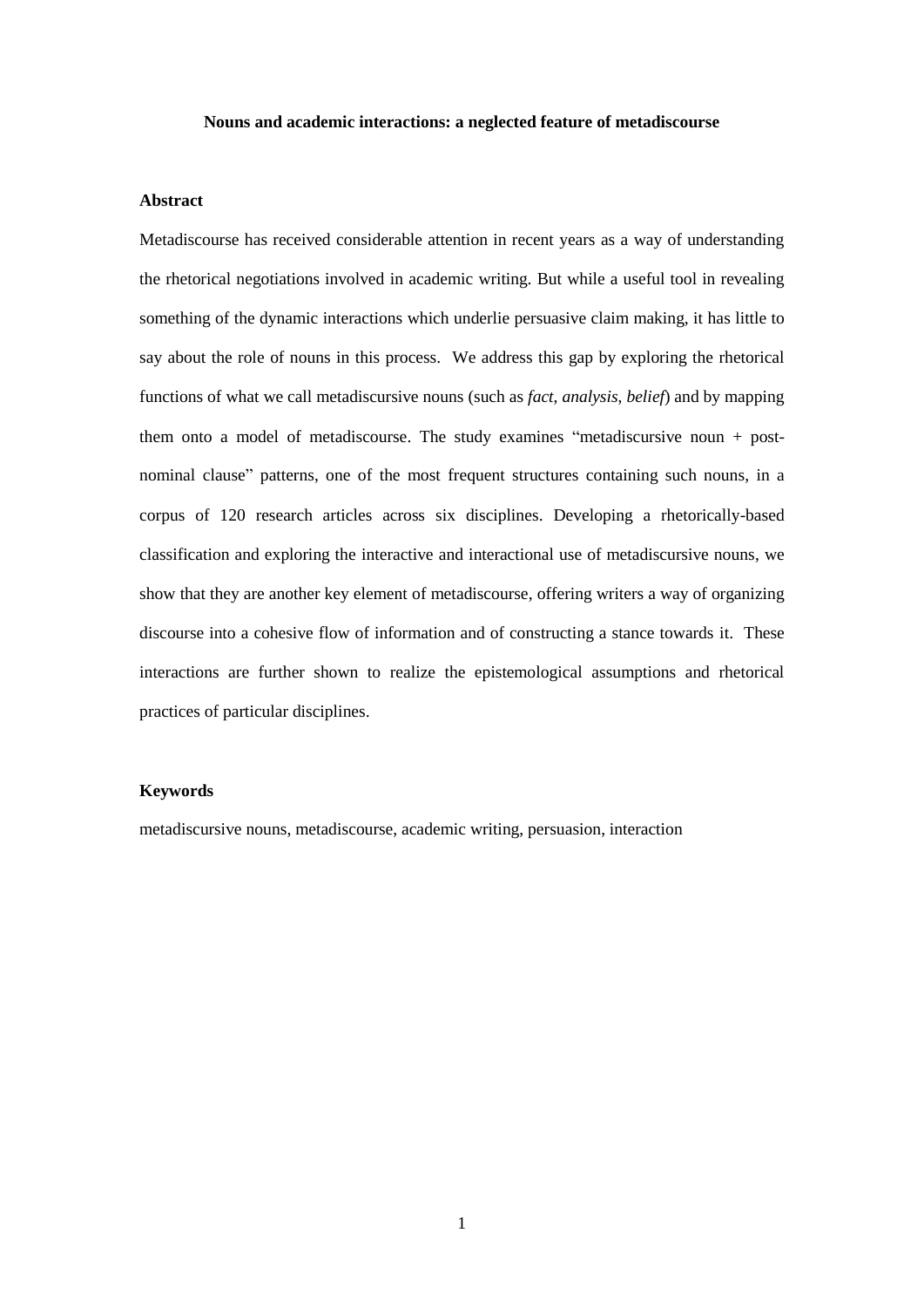# Nouns and academic interactions: a neglected feature of metadiscourse

## Abstract

Metadiscourse has received considerable attention in recent years as a way of understanding the rhetorical negotiations involved in academic writing. But while a useful tool in revealing something of the dynamic interactions which underlie persuasive claim making, it has little to say about the role of nouns in this process. We address this gap by exploring the rhetorical functions of what we call metadiscursive nouns (such as *fact*, *analysis*, *belief*) and by mapping them onto a model of metadiscourse. The study examines "metadiscursive noun + post-nominal clause" patterns, one of the most frequent structures containing such nouns, in a corpus of 120 research articles across six disciplines. Developing a rhetorically-based classification and exploring the interactive and interactional use of metadiscursive nouns, we show that they are another key element of metadiscourse, offering writers a way of organizing discourse into a cohesive flow of information and of constructing a stance towards it. These interactions are further shown to realize the epistemological assumptions and rhetorical practices of particular disciplines.

## Keywords

metadiscursive nouns, metadiscourse, academic writing, persuasion, interaction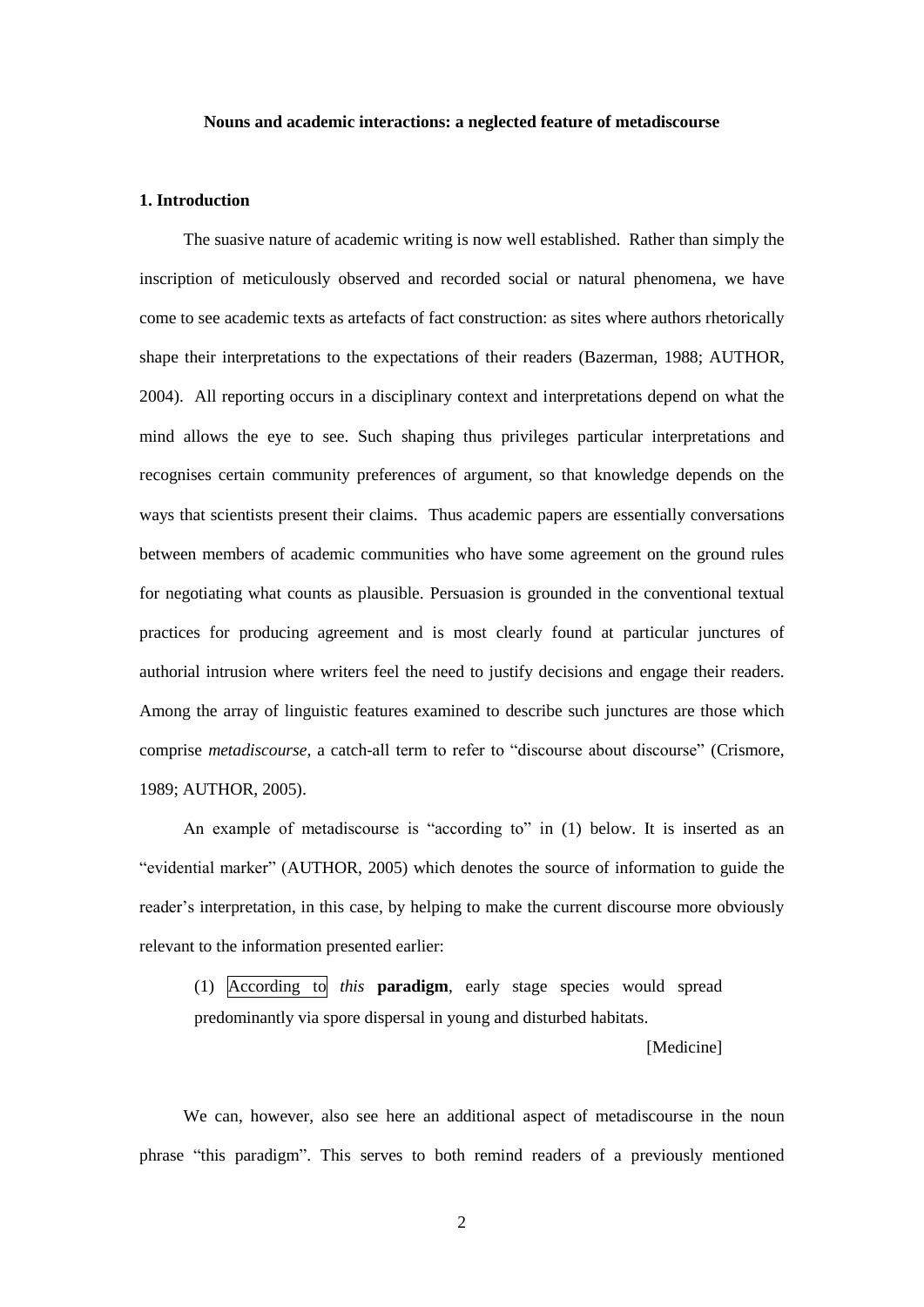**Nouns and academic interactions: a neglected feature of metadiscourse**

## 1. Introduction

The suasive nature of academic writing is now well established. Rather than simply the inscription of meticulously observed and recorded social or natural phenomena, we have come to see academic texts as artefacts of fact construction: as sites where authors rhetorically shape their interpretations to the expectations of their readers (Bazerman, 1988; AUTHOR, 2004). All reporting occurs in a disciplinary context and interpretations depend on what the mind allows the eye to see. Such shaping thus privileges particular interpretations and recognises certain community preferences of argument, so that knowledge depends on the ways that scientists present their claims. Thus academic papers are essentially conversations between members of academic communities who have some agreement on the ground rules for negotiating what counts as plausible. Persuasion is grounded in the conventional textual practices for producing agreement and is most clearly found at particular junctures of authorial intrusion where writers feel the need to justify decisions and engage their readers. Among the array of linguistic features examined to describe such junctures are those which comprise *metadiscourse*, a catch-all term to refer to "discourse about discourse" (Crismore, 1989; AUTHOR, 2005).

An example of metadiscourse is "according to" in (1) below. It is inserted as an "evidential marker" (AUTHOR, 2005) which denotes the source of information to guide the reader's interpretation, in this case, by helping to make the current discourse more obviously relevant to the information presented earlier:

> (1) According to *this* **paradigm**, early stage species would spread predominantly via spore dispersal in young and disturbed habitats.
>
> [Medicine]

We can, however, also see here an additional aspect of metadiscourse in the noun phrase "this paradigm". This serves to both remind readers of a previously mentioned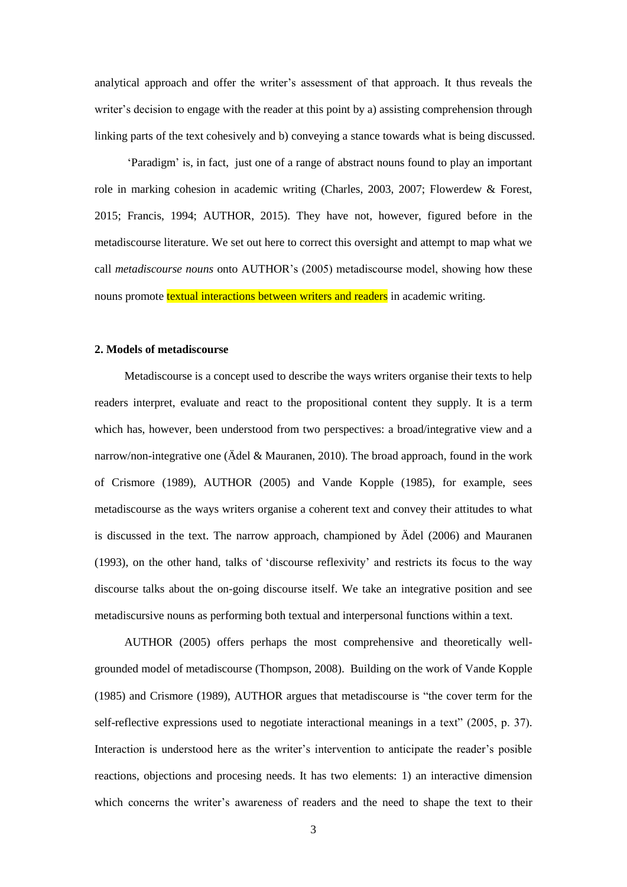analytical approach and offer the writer's assessment of that approach. It thus reveals the writer's decision to engage with the reader at this point by a) assisting comprehension through linking parts of the text cohesively and b) conveying a stance towards what is being discussed.

'Paradigm' is, in fact, just one of a range of abstract nouns found to play an important role in marking cohesion in academic writing (Charles, 2003, 2007; Flowerdew & Forest, 2015; Francis, 1994; AUTHOR, 2015). They have not, however, figured before in the metadiscourse literature. We set out here to correct this oversight and attempt to map what we call *metadiscourse nouns* onto AUTHOR's (2005) metadiscourse model, showing how these nouns promote textual interactions between writers and readers in academic writing.

## 2. Models of metadiscourse

Metadiscourse is a concept used to describe the ways writers organise their texts to help readers interpret, evaluate and react to the propositional content they supply. It is a term which has, however, been understood from two perspectives: a broad/integrative view and a narrow/non-integrative one (Ädel & Mauranen, 2010). The broad approach, found in the work of Crismore (1989), AUTHOR (2005) and Vande Kopple (1985), for example, sees metadiscourse as the ways writers organise a coherent text and convey their attitudes to what is discussed in the text. The narrow approach, championed by Ädel (2006) and Mauranen (1993), on the other hand, talks of 'discourse reflexivity' and restricts its focus to the way discourse talks about the on-going discourse itself. We take an integrative position and see metadiscursive nouns as performing both textual and interpersonal functions within a text.

AUTHOR (2005) offers perhaps the most comprehensive and theoretically well-grounded model of metadiscourse (Thompson, 2008). Building on the work of Vande Kopple (1985) and Crismore (1989), AUTHOR argues that metadiscourse is "the cover term for the self-reflective expressions used to negotiate interactional meanings in a text" (2005, p. 37). Interaction is understood here as the writer's intervention to anticipate the reader's posible reactions, objections and procesing needs. It has two elements: 1) an interactive dimension which concerns the writer's awareness of readers and the need to shape the text to their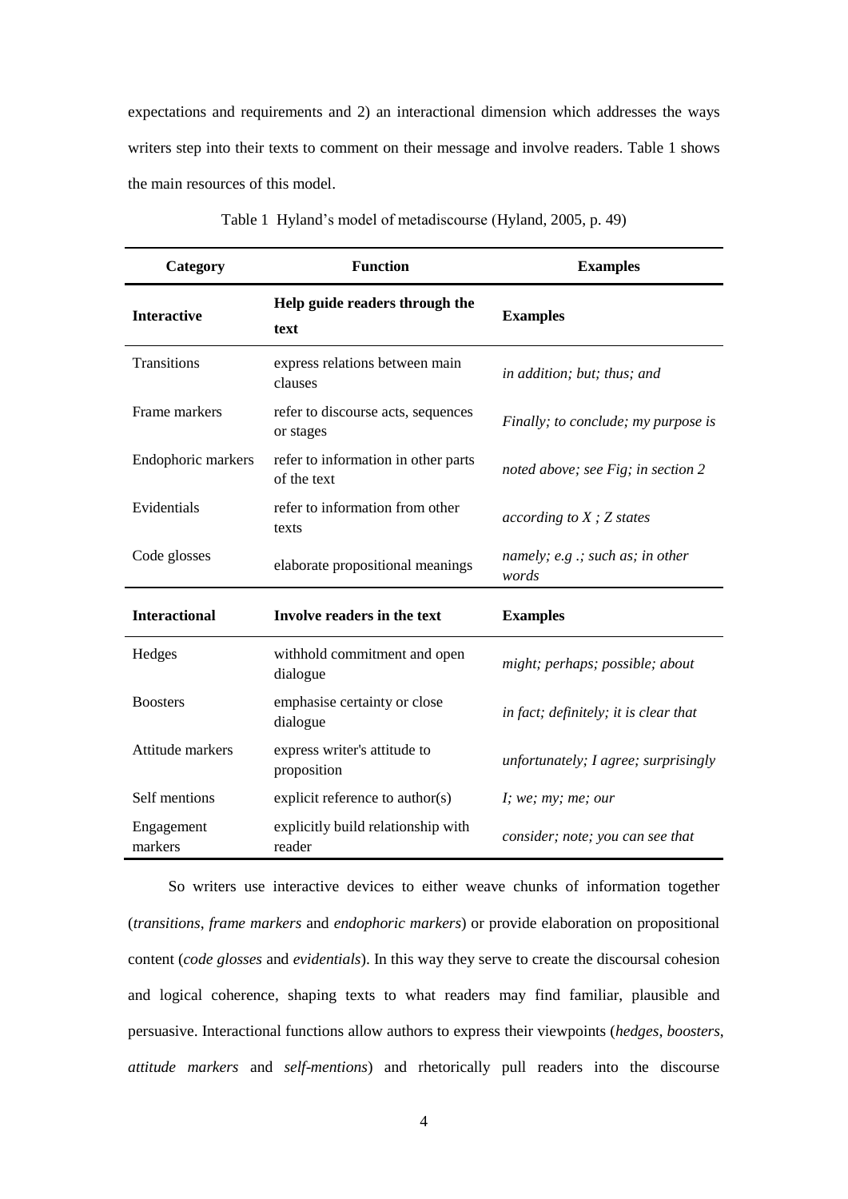expectations and requirements and 2) an interactional dimension which addresses the ways writers step into their texts to comment on their message and involve readers. Table 1 shows the main resources of this model.

Table 1 Hyland's model of metadiscourse (Hyland, 2005, p. 49)

| Category | Function | Examples |
|---|---|---|
| **Interactive** | **Help guide readers through the text** | **Examples** |
| Transitions | express relations between main clauses | *in addition; but; thus; and* |
| Frame markers | refer to discourse acts, sequences or stages | *Finally; to conclude; my purpose is* |
| Endophoric markers | refer to information in other parts of the text | *noted above; see Fig; in section 2* |
| Evidentials | refer to information from other texts | *according to X ; Z states* |
| Code glosses | elaborate propositional meanings | *namely; e.g .; such as; in other words* |
| **Interactional** | **Involve readers in the text** | **Examples** |
| Hedges | withhold commitment and open dialogue | *might; perhaps; possible; about* |
| Boosters | emphasise certainty or close dialogue | *in fact; definitely; it is clear that* |
| Attitude markers | express writer's attitude to proposition | *unfortunately; I agree; surprisingly* |
| Self mentions | explicit reference to author(s) | *I; we; my; me; our* |
| Engagement markers | explicitly build relationship with reader | *consider; note; you can see that* |

So writers use interactive devices to either weave chunks of information together (*transitions*, *frame markers* and *endophoric markers*) or provide elaboration on propositional content (*code glosses* and *evidentials*). In this way they serve to create the discoursal cohesion and logical coherence, shaping texts to what readers may find familiar, plausible and persuasive. Interactional functions allow authors to express their viewpoints (*hedges*, *boosters*, *attitude markers* and *self-mentions*) and rhetorically pull readers into the discourse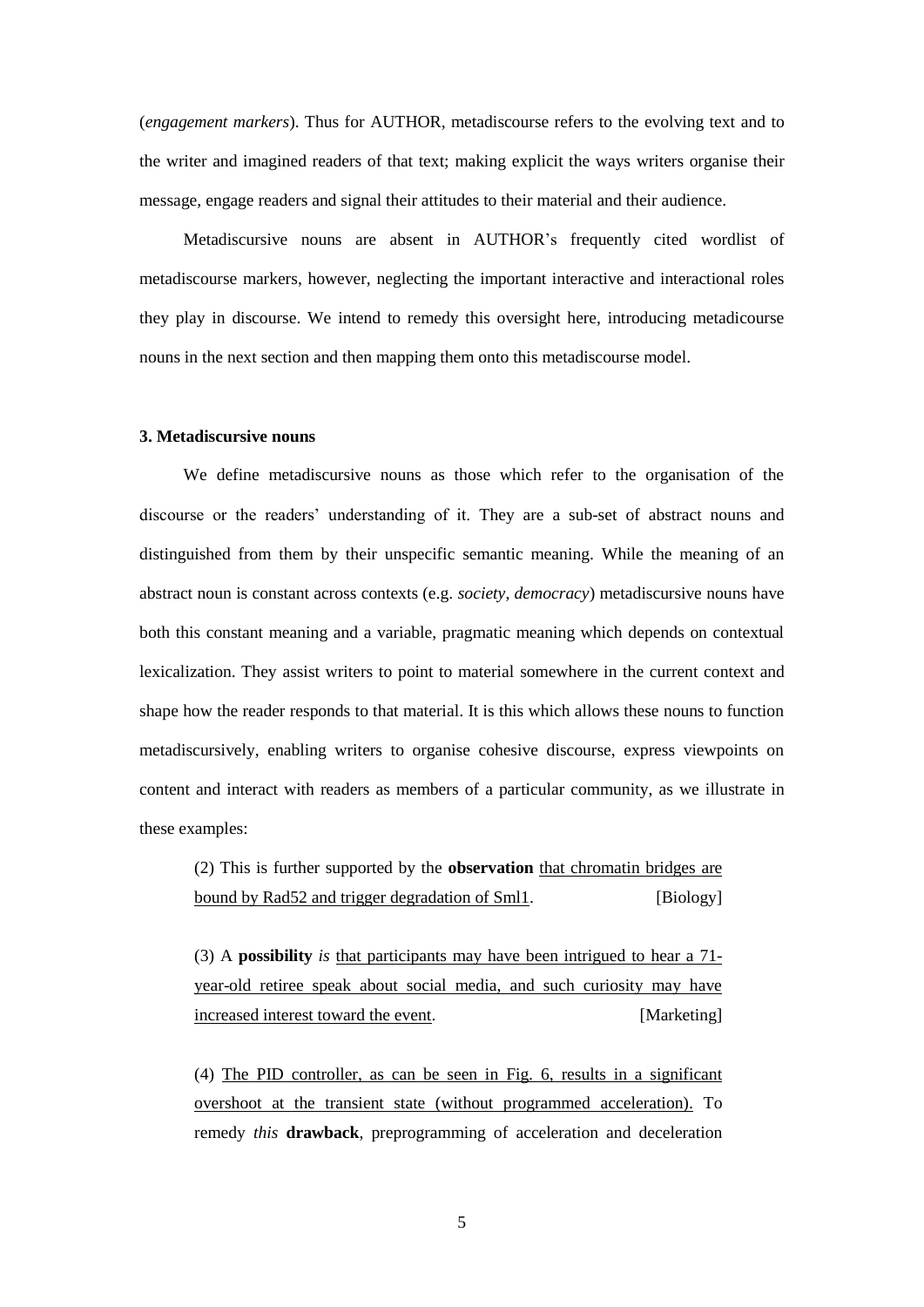(*engagement markers*). Thus for AUTHOR, metadiscourse refers to the evolving text and to the writer and imagined readers of that text; making explicit the ways writers organise their message, engage readers and signal their attitudes to their material and their audience.

Metadiscursive nouns are absent in AUTHOR's frequently cited wordlist of metadiscourse markers, however, neglecting the important interactive and interactional roles they play in discourse. We intend to remedy this oversight here, introducing metadicourse nouns in the next section and then mapping them onto this metadiscourse model.

### 3. Metadiscursive nouns

We define metadiscursive nouns as those which refer to the organisation of the discourse or the readers' understanding of it. They are a sub-set of abstract nouns and distinguished from them by their unspecific semantic meaning. While the meaning of an abstract noun is constant across contexts (e.g. *society*, *democracy*) metadiscursive nouns have both this constant meaning and a variable, pragmatic meaning which depends on contextual lexicalization. They assist writers to point to material somewhere in the current context and shape how the reader responds to that material. It is this which allows these nouns to function metadiscursively, enabling writers to organise cohesive discourse, express viewpoints on content and interact with readers as members of a particular community, as we illustrate in these examples:

> (2) This is further supported by the **observation** <u>that chromatin bridges are bound by Rad52 and trigger degradation of Sml1</u>. [Biology]

> (3) A **possibility** *is* <u>that participants may have been intrigued to hear a 71-year-old retiree speak about social media, and such curiosity may have increased interest toward the event</u>. [Marketing]

> (4) <u>The PID controller, as can be seen in Fig. 6, results in a significant overshoot at the transient state (without programmed acceleration).</u> To remedy *this* **drawback**, preprogramming of acceleration and deceleration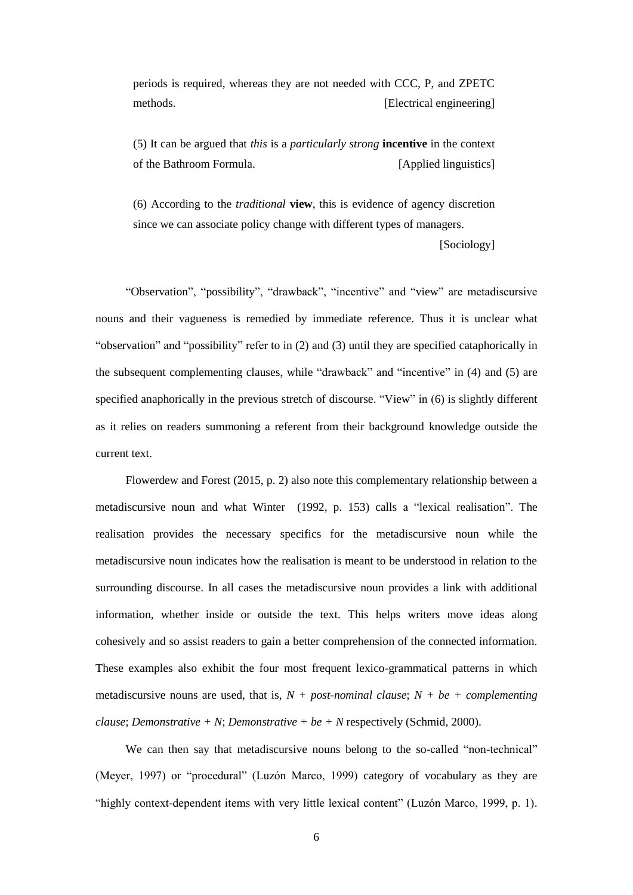periods is required, whereas they are not needed with CCC, P, and ZPETC methods. [Electrical engineering]

(5) It can be argued that *this* is a *particularly strong* **incentive** in the context of the Bathroom Formula. [Applied linguistics]

(6) According to the *traditional* **view**, this is evidence of agency discretion since we can associate policy change with different types of managers. [Sociology]

"Observation", "possibility", "drawback", "incentive" and "view" are metadiscursive nouns and their vagueness is remedied by immediate reference. Thus it is unclear what "observation" and "possibility" refer to in (2) and (3) until they are specified cataphorically in the subsequent complementing clauses, while "drawback" and "incentive" in (4) and (5) are specified anaphorically in the previous stretch of discourse. "View" in (6) is slightly different as it relies on readers summoning a referent from their background knowledge outside the current text.

Flowerdew and Forest (2015, p. 2) also note this complementary relationship between a metadiscursive noun and what Winter (1992, p. 153) calls a "lexical realisation". The realisation provides the necessary specifics for the metadiscursive noun while the metadiscursive noun indicates how the realisation is meant to be understood in relation to the surrounding discourse. In all cases the metadiscursive noun provides a link with additional information, whether inside or outside the text. This helps writers move ideas along cohesively and so assist readers to gain a better comprehension of the connected information. These examples also exhibit the four most frequent lexico-grammatical patterns in which metadiscursive nouns are used, that is, *N + post-nominal clause*; *N + be + complementing clause*; *Demonstrative + N*; *Demonstrative + be + N* respectively (Schmid, 2000).

We can then say that metadiscursive nouns belong to the so-called "non-technical" (Meyer, 1997) or "procedural" (Luzón Marco, 1999) category of vocabulary as they are "highly context-dependent items with very little lexical content" (Luzón Marco, 1999, p. 1).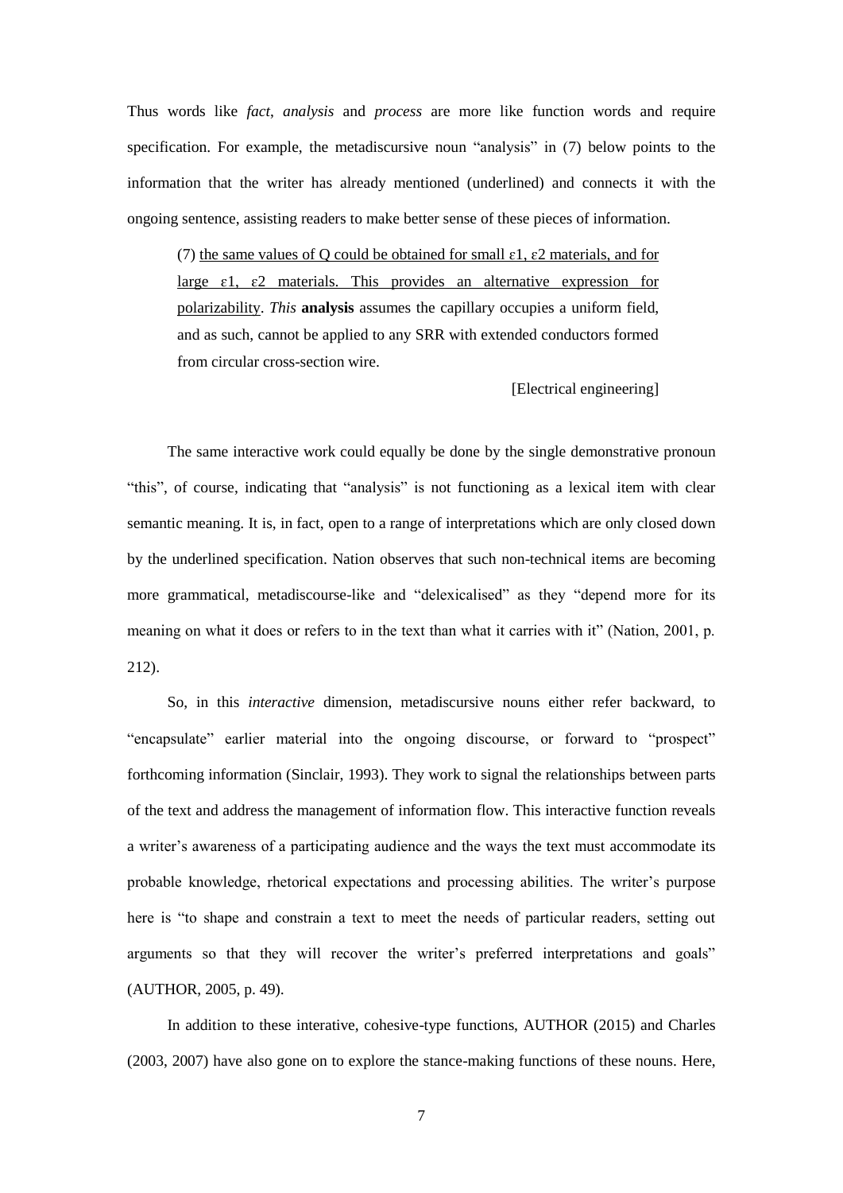Thus words like *fact*, *analysis* and *process* are more like function words and require specification. For example, the metadiscursive noun "analysis" in (7) below points to the information that the writer has already mentioned (underlined) and connects it with the ongoing sentence, assisting readers to make better sense of these pieces of information.

> (7) <u>the same values of Q could be obtained for small $\varepsilon 1$, $\varepsilon 2$ materials, and for large $\varepsilon 1$, $\varepsilon 2$ materials. This provides an alternative expression for polarizability</u>. *This* **analysis** assumes the capillary occupies a uniform field, and as such, cannot be applied to any SRR with extended conductors formed from circular cross-section wire.
>
> [Electrical engineering]

The same interactive work could equally be done by the single demonstrative pronoun "this", of course, indicating that "analysis" is not functioning as a lexical item with clear semantic meaning. It is, in fact, open to a range of interpretations which are only closed down by the underlined specification. Nation observes that such non-technical items are becoming more grammatical, metadiscourse-like and "delexicalised" as they "depend more for its meaning on what it does or refers to in the text than what it carries with it" (Nation, 2001, p. 212).

So, in this *interactive* dimension, metadiscursive nouns either refer backward, to "encapsulate" earlier material into the ongoing discourse, or forward to "prospect" forthcoming information (Sinclair, 1993). They work to signal the relationships between parts of the text and address the management of information flow. This interactive function reveals a writer's awareness of a participating audience and the ways the text must accommodate its probable knowledge, rhetorical expectations and processing abilities. The writer's purpose here is "to shape and constrain a text to meet the needs of particular readers, setting out arguments so that they will recover the writer's preferred interpretations and goals" (AUTHOR, 2005, p. 49).

In addition to these interative, cohesive-type functions, AUTHOR (2015) and Charles (2003, 2007) have also gone on to explore the stance-making functions of these nouns. Here,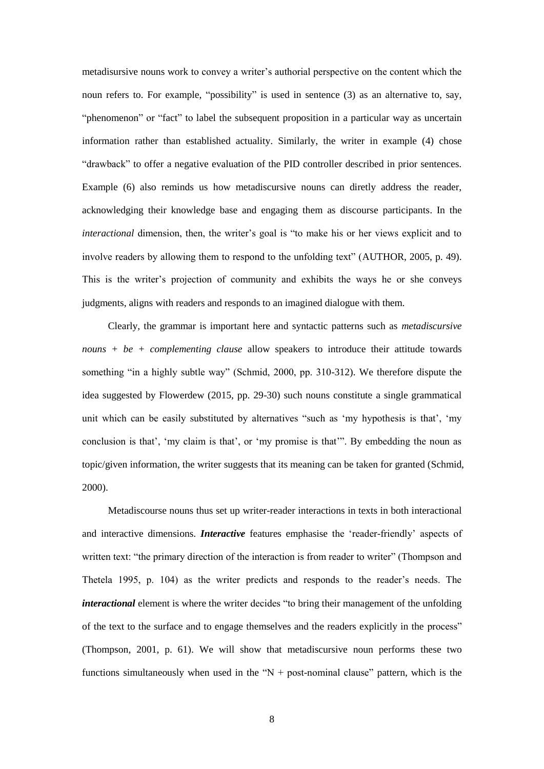metadisursive nouns work to convey a writer's authorial perspective on the content which the noun refers to. For example, "possibility" is used in sentence (3) as an alternative to, say, "phenomenon" or "fact" to label the subsequent proposition in a particular way as uncertain information rather than established actuality. Similarly, the writer in example (4) chose "drawback" to offer a negative evaluation of the PID controller described in prior sentences. Example (6) also reminds us how metadiscursive nouns can diretly address the reader, acknowledging their knowledge base and engaging them as discourse participants. In the *interactional* dimension, then, the writer's goal is "to make his or her views explicit and to involve readers by allowing them to respond to the unfolding text" (AUTHOR, 2005, p. 49). This is the writer's projection of community and exhibits the ways he or she conveys judgments, aligns with readers and responds to an imagined dialogue with them.

Clearly, the grammar is important here and syntactic patterns such as *metadiscursive nouns + be + complementing clause* allow speakers to introduce their attitude towards something "in a highly subtle way" (Schmid, 2000, pp. 310-312). We therefore dispute the idea suggested by Flowerdew (2015, pp. 29-30) such nouns constitute a single grammatical unit which can be easily substituted by alternatives "such as 'my hypothesis is that', 'my conclusion is that', 'my claim is that', or 'my promise is that'". By embedding the noun as topic/given information, the writer suggests that its meaning can be taken for granted (Schmid, 2000).

Metadiscourse nouns thus set up writer-reader interactions in texts in both interactional and interactive dimensions. ***Interactive*** features emphasise the 'reader-friendly' aspects of written text: "the primary direction of the interaction is from reader to writer" (Thompson and Thetela 1995, p. 104) as the writer predicts and responds to the reader's needs. The ***interactional*** element is where the writer decides "to bring their management of the unfolding of the text to the surface and to engage themselves and the readers explicitly in the process" (Thompson, 2001, p. 61). We will show that metadiscursive noun performs these two functions simultaneously when used in the "N + post-nominal clause" pattern, which is the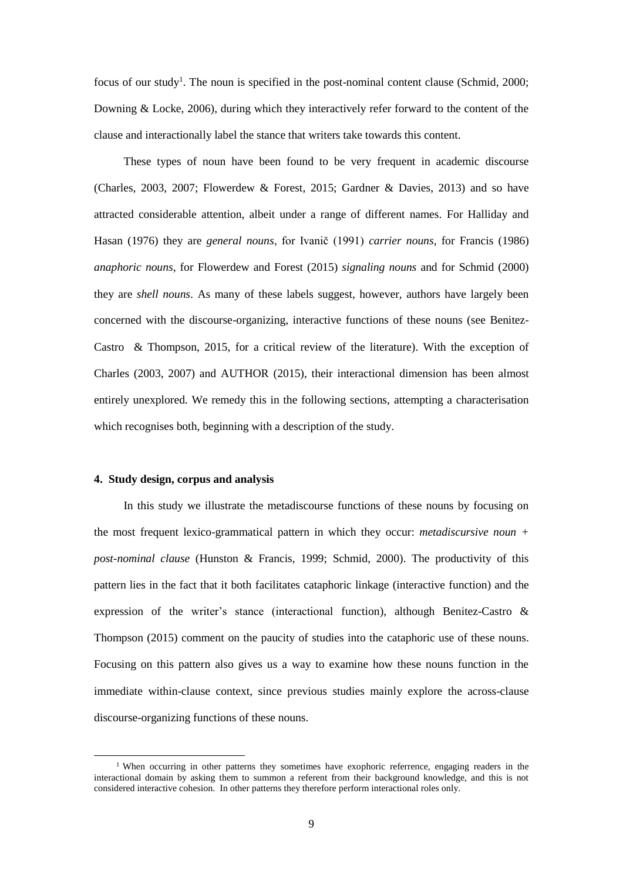focus of our study[1]. The noun is specified in the post-nominal content clause (Schmid, 2000; Downing & Locke, 2006), during which they interactively refer forward to the content of the clause and interactionally label the stance that writers take towards this content.

These types of noun have been found to be very frequent in academic discourse (Charles, 2003, 2007; Flowerdew & Forest, 2015; Gardner & Davies, 2013) and so have attracted considerable attention, albeit under a range of different names. For Halliday and Hasan (1976) they are *general nouns*, for Ivanič (1991) *carrier nouns*, for Francis (1986) *anaphoric nouns*, for Flowerdew and Forest (2015) *signaling nouns* and for Schmid (2000) they are *shell nouns*. As many of these labels suggest, however, authors have largely been concerned with the discourse-organizing, interactive functions of these nouns (see Benitez-Castro & Thompson, 2015, for a critical review of the literature). With the exception of Charles (2003, 2007) and AUTHOR (2015), their interactional dimension has been almost entirely unexplored. We remedy this in the following sections, attempting a characterisation which recognises both, beginning with a description of the study.

#### 4. Study design, corpus and analysis

In this study we illustrate the metadiscourse functions of these nouns by focusing on the most frequent lexico-grammatical pattern in which they occur: *metadiscursive noun + post-nominal clause* (Hunston & Francis, 1999; Schmid, 2000). The productivity of this pattern lies in the fact that it both facilitates cataphoric linkage (interactive function) and the expression of the writer's stance (interactional function), although Benitez-Castro & Thompson (2015) comment on the paucity of studies into the cataphoric use of these nouns. Focusing on this pattern also gives us a way to examine how these nouns function in the immediate within-clause context, since previous studies mainly explore the across-clause discourse-organizing functions of these nouns.

---

[1] When occurring in other patterns they sometimes have exophoric referrence, engaging readers in the interactional domain by asking them to summon a referent from their background knowledge, and this is not considered interactive cohesion. In other patterns they therefore perform interactional roles only.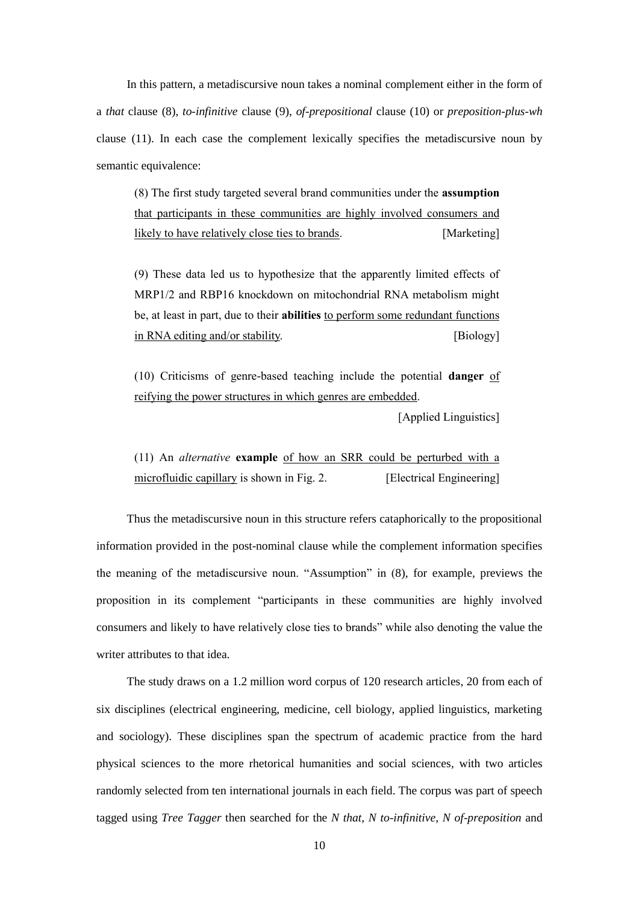In this pattern, a metadiscursive noun takes a nominal complement either in the form of a *that* clause (8), *to-infinitive* clause (9), *of-prepositional* clause (10) or *preposition-plus-wh* clause (11). In each case the complement lexically specifies the metadiscursive noun by semantic equivalence:

> (8) The first study targeted several brand communities under the **assumption** <u>that participants in these communities are highly involved consumers and likely to have relatively close ties to brands</u>. [Marketing]

> (9) These data led us to hypothesize that the apparently limited effects of MRP1/2 and RBP16 knockdown on mitochondrial RNA metabolism might be, at least in part, due to their **abilities** <u>to perform some redundant functions in RNA editing and/or stability</u>. [Biology]

> (10) Criticisms of genre-based teaching include the potential **danger** <u>of reifying the power structures in which genres are embedded</u>. [Applied Linguistics]

> (11) An *alternative* **example** <u>of how an SRR could be perturbed with a microfluidic capillary</u> is shown in Fig. 2. [Electrical Engineering]

Thus the metadiscursive noun in this structure refers cataphorically to the propositional information provided in the post-nominal clause while the complement information specifies the meaning of the metadiscursive noun. "Assumption" in (8), for example, previews the proposition in its complement "participants in these communities are highly involved consumers and likely to have relatively close ties to brands" while also denoting the value the writer attributes to that idea.

The study draws on a 1.2 million word corpus of 120 research articles, 20 from each of six disciplines (electrical engineering, medicine, cell biology, applied linguistics, marketing and sociology). These disciplines span the spectrum of academic practice from the hard physical sciences to the more rhetorical humanities and social sciences, with two articles randomly selected from ten international journals in each field. The corpus was part of speech tagged using *Tree Tagger* then searched for the *N that*, *N to-infinitive*, *N of-preposition* and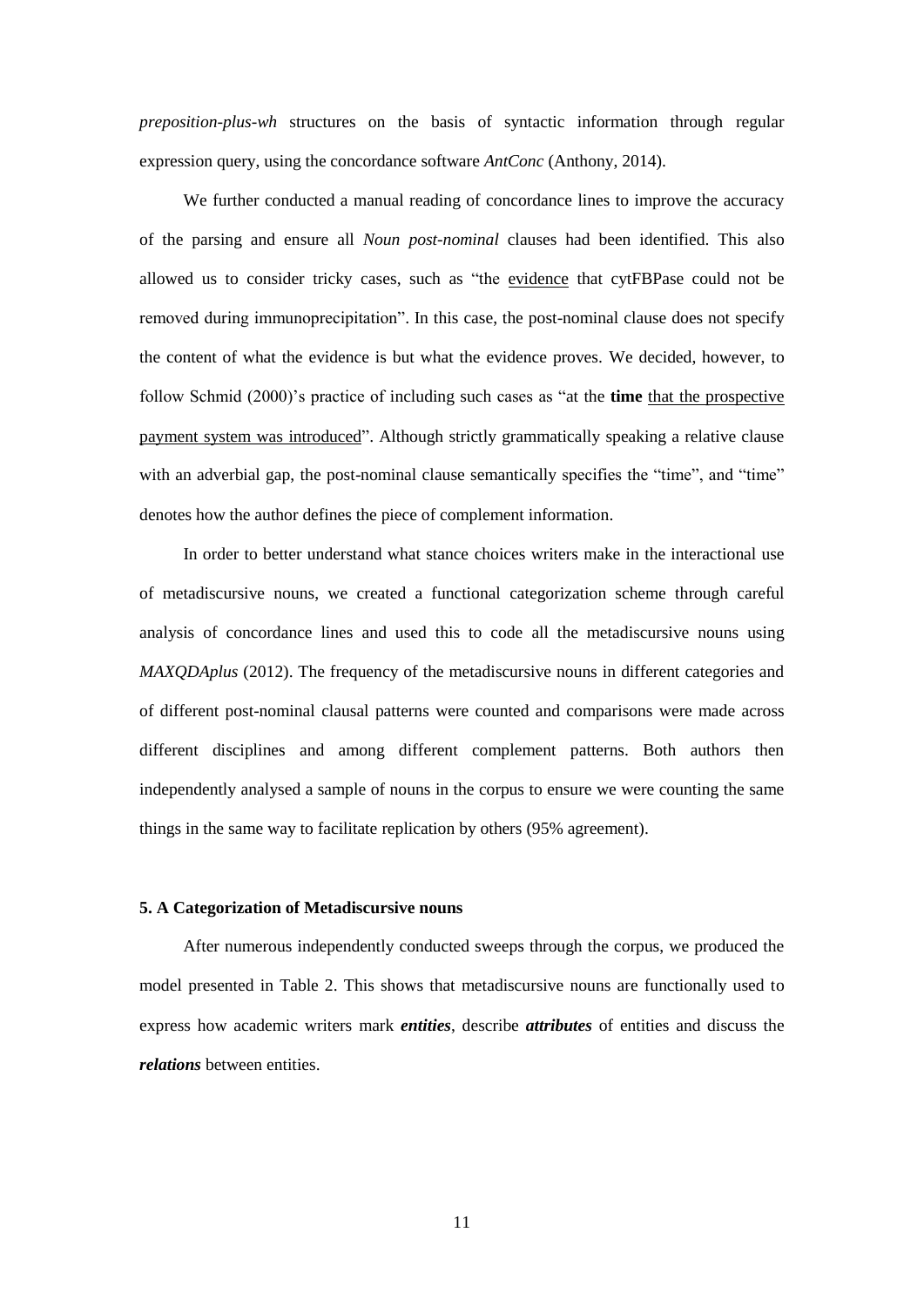*preposition-plus-wh* structures on the basis of syntactic information through regular expression query, using the concordance software *AntConc* (Anthony, 2014).

We further conducted a manual reading of concordance lines to improve the accuracy of the parsing and ensure all *Noun post-nominal* clauses had been identified. This also allowed us to consider tricky cases, such as "the <u>evidence</u> that cytFBPase could not be removed during immunoprecipitation". In this case, the post-nominal clause does not specify the content of what the evidence is but what the evidence proves. We decided, however, to follow Schmid (2000)'s practice of including such cases as "at the **time** <u>that the prospective payment system was introduced</u>". Although strictly grammatically speaking a relative clause with an adverbial gap, the post-nominal clause semantically specifies the "time", and "time" denotes how the author defines the piece of complement information.

In order to better understand what stance choices writers make in the interactional use of metadiscursive nouns, we created a functional categorization scheme through careful analysis of concordance lines and used this to code all the metadiscursive nouns using *MAXQDAplus* (2012). The frequency of the metadiscursive nouns in different categories and of different post-nominal clausal patterns were counted and comparisons were made across different disciplines and among different complement patterns. Both authors then independently analysed a sample of nouns in the corpus to ensure we were counting the same things in the same way to facilitate replication by others (95% agreement).

## 5. A Categorization of Metadiscursive nouns

After numerous independently conducted sweeps through the corpus, we produced the model presented in Table 2. This shows that metadiscursive nouns are functionally used to express how academic writers mark ***entities***, describe ***attributes*** of entities and discuss the ***relations*** between entities.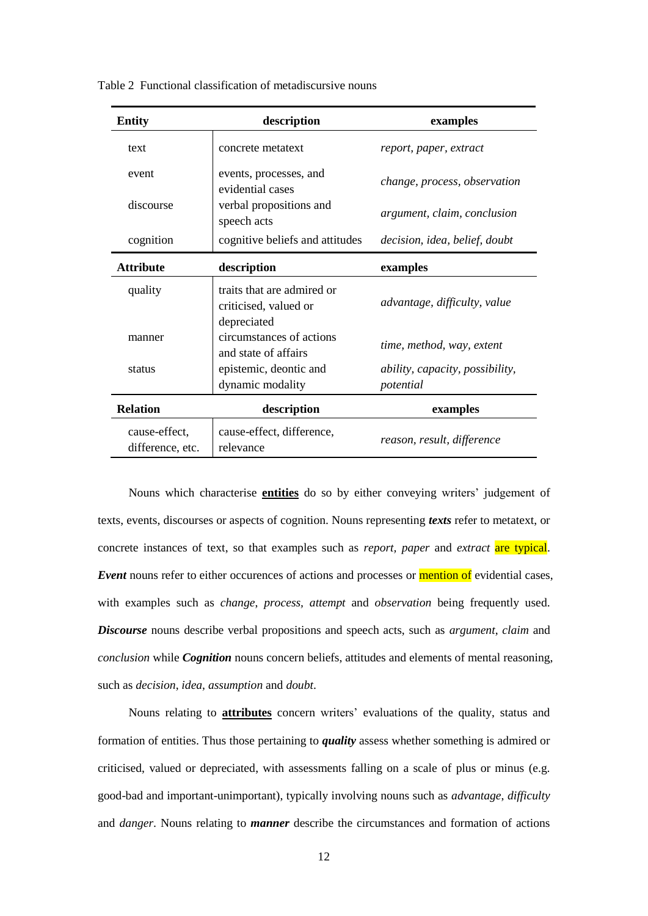Table 2 Functional classification of metadiscursive nouns

| **Entity** | **description** | **examples** |
|---|---|---|
| text | concrete metatext | *report, paper, extract* |
| event | events, processes, and evidential cases | *change, process, observation* |
| discourse | verbal propositions and speech acts | *argument, claim, conclusion* |
| cognition | cognitive beliefs and attitudes | *decision, idea, belief, doubt* |
| **Attribute** | **description** | **examples** |
| quality | traits that are admired or criticised, valued or depreciated | *advantage, difficulty, value* |
| manner | circumstances of actions and state of affairs | *time, method, way, extent* |
| status | epistemic, deontic and dynamic modality | *ability, capacity, possibility, potential* |
| **Relation** | **description** | **examples** |
| cause-effect, difference, etc. | cause-effect, difference, relevance | *reason, result, difference* |

Nouns which characterise **entities** do so by either conveying writers' judgement of texts, events, discourses or aspects of cognition. Nouns representing ***texts*** refer to metatext, or concrete instances of text, so that examples such as *report, paper* and *extract* are typical. ***Event*** nouns refer to either occurences of actions and processes or mention of evidential cases, with examples such as *change, process, attempt* and *observation* being frequently used. ***Discourse*** nouns describe verbal propositions and speech acts, such as *argument, claim* and *conclusion* while ***Cognition*** nouns concern beliefs, attitudes and elements of mental reasoning, such as *decision, idea, assumption* and *doubt*.

Nouns relating to **attributes** concern writers' evaluations of the quality, status and formation of entities. Thus those pertaining to ***quality*** assess whether something is admired or criticised, valued or depreciated, with assessments falling on a scale of plus or minus (e.g. good-bad and important-unimportant), typically involving nouns such as *advantage, difficulty* and *danger*. Nouns relating to ***manner*** describe the circumstances and formation of actions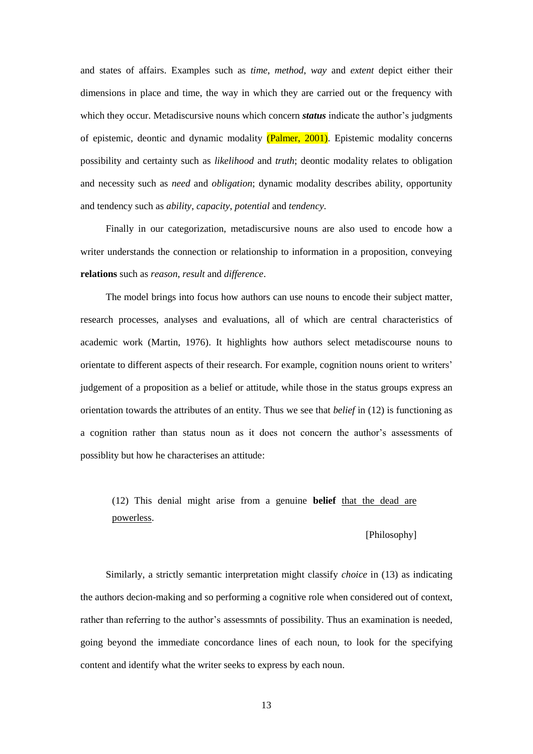and states of affairs. Examples such as *time*, *method*, *way* and *extent* depict either their dimensions in place and time, the way in which they are carried out or the frequency with which they occur. Metadiscursive nouns which concern ***status*** indicate the author's judgments of epistemic, deontic and dynamic modality (Palmer, 2001). Epistemic modality concerns possibility and certainty such as *likelihood* and *truth*; deontic modality relates to obligation and necessity such as *need* and *obligation*; dynamic modality describes ability, opportunity and tendency such as *ability*, *capacity*, *potential* and *tendency*.

Finally in our categorization, metadiscursive nouns are also used to encode how a writer understands the connection or relationship to information in a proposition, conveying **relations** such as *reason*, *result* and *difference*.

The model brings into focus how authors can use nouns to encode their subject matter, research processes, analyses and evaluations, all of which are central characteristics of academic work (Martin, 1976). It highlights how authors select metadiscourse nouns to orientate to different aspects of their research. For example, cognition nouns orient to writers' judgement of a proposition as a belief or attitude, while those in the status groups express an orientation towards the attributes of an entity. Thus we see that *belief* in (12) is functioning as a cognition rather than status noun as it does not concern the author's assessments of possiblity but how he characterises an attitude:

> (12) This denial might arise from a genuine **belief** <u>that the dead are powerless</u>.
>
> [Philosophy]

Similarly, a strictly semantic interpretation might classify *choice* in (13) as indicating the authors decion-making and so performing a cognitive role when considered out of context, rather than referring to the author's assessmnts of possibility. Thus an examination is needed, going beyond the immediate concordance lines of each noun, to look for the specifying content and identify what the writer seeks to express by each noun.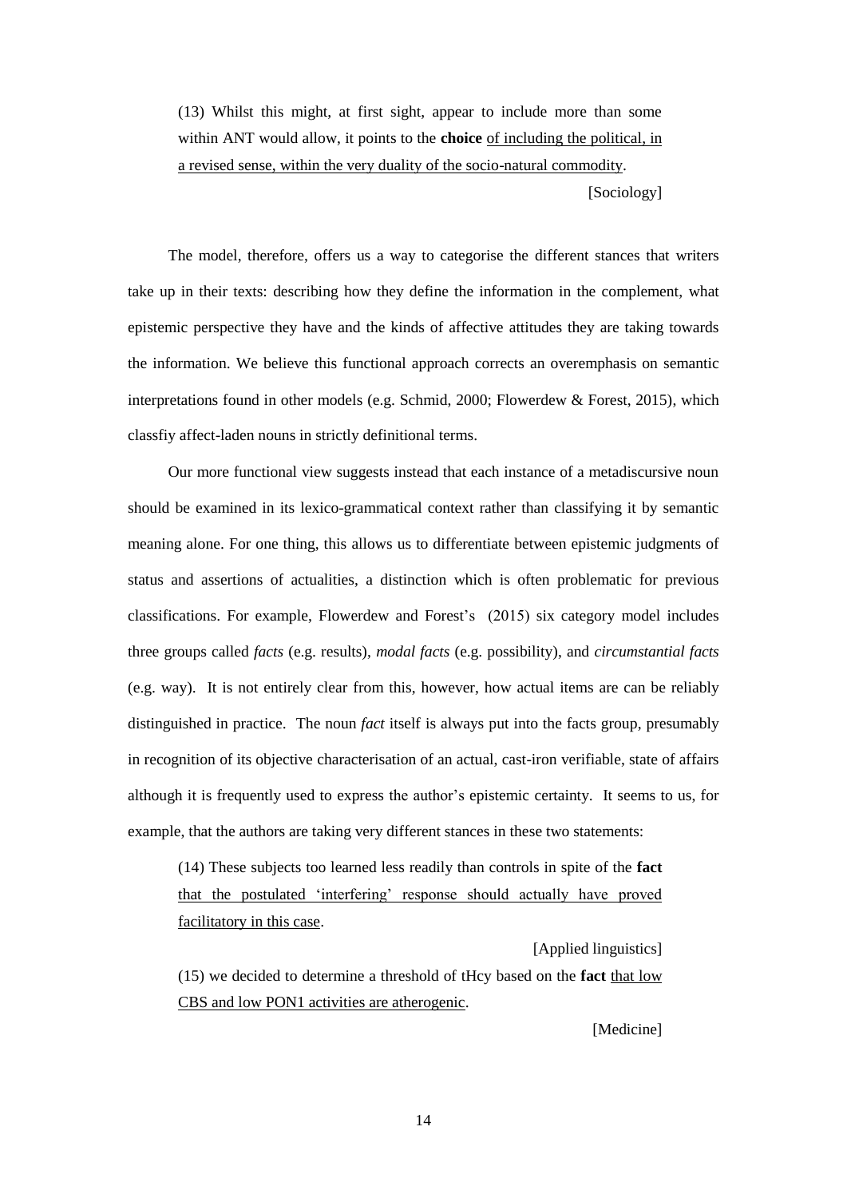(13) Whilst this might, at first sight, appear to include more than some within ANT would allow, it points to the **choice** <u>of including the political, in a revised sense, within the very duality of the socio-natural commodity</u>.

[Sociology]

The model, therefore, offers us a way to categorise the different stances that writers take up in their texts: describing how they define the information in the complement, what epistemic perspective they have and the kinds of affective attitudes they are taking towards the information. We believe this functional approach corrects an overemphasis on semantic interpretations found in other models (e.g. Schmid, 2000; Flowerdew & Forest, 2015), which classfiy affect-laden nouns in strictly definitional terms.

Our more functional view suggests instead that each instance of a metadiscursive noun should be examined in its lexico-grammatical context rather than classifying it by semantic meaning alone. For one thing, this allows us to differentiate between epistemic judgments of status and assertions of actualities, a distinction which is often problematic for previous classifications. For example, Flowerdew and Forest's (2015) six category model includes three groups called *facts* (e.g. results), *modal facts* (e.g. possibility), and *circumstantial facts* (e.g. way). It is not entirely clear from this, however, how actual items are can be reliably distinguished in practice. The noun *fact* itself is always put into the facts group, presumably in recognition of its objective characterisation of an actual, cast-iron verifiable, state of affairs although it is frequently used to express the author's epistemic certainty. It seems to us, for example, that the authors are taking very different stances in these two statements:

(14) These subjects too learned less readily than controls in spite of the **fact** <u>that the postulated 'interfering' response should actually have proved facilitatory in this case</u>.

[Applied linguistics]

(15) we decided to determine a threshold of tHcy based on the **fact** <u>that low CBS and low PON1 activities are atherogenic</u>.

[Medicine]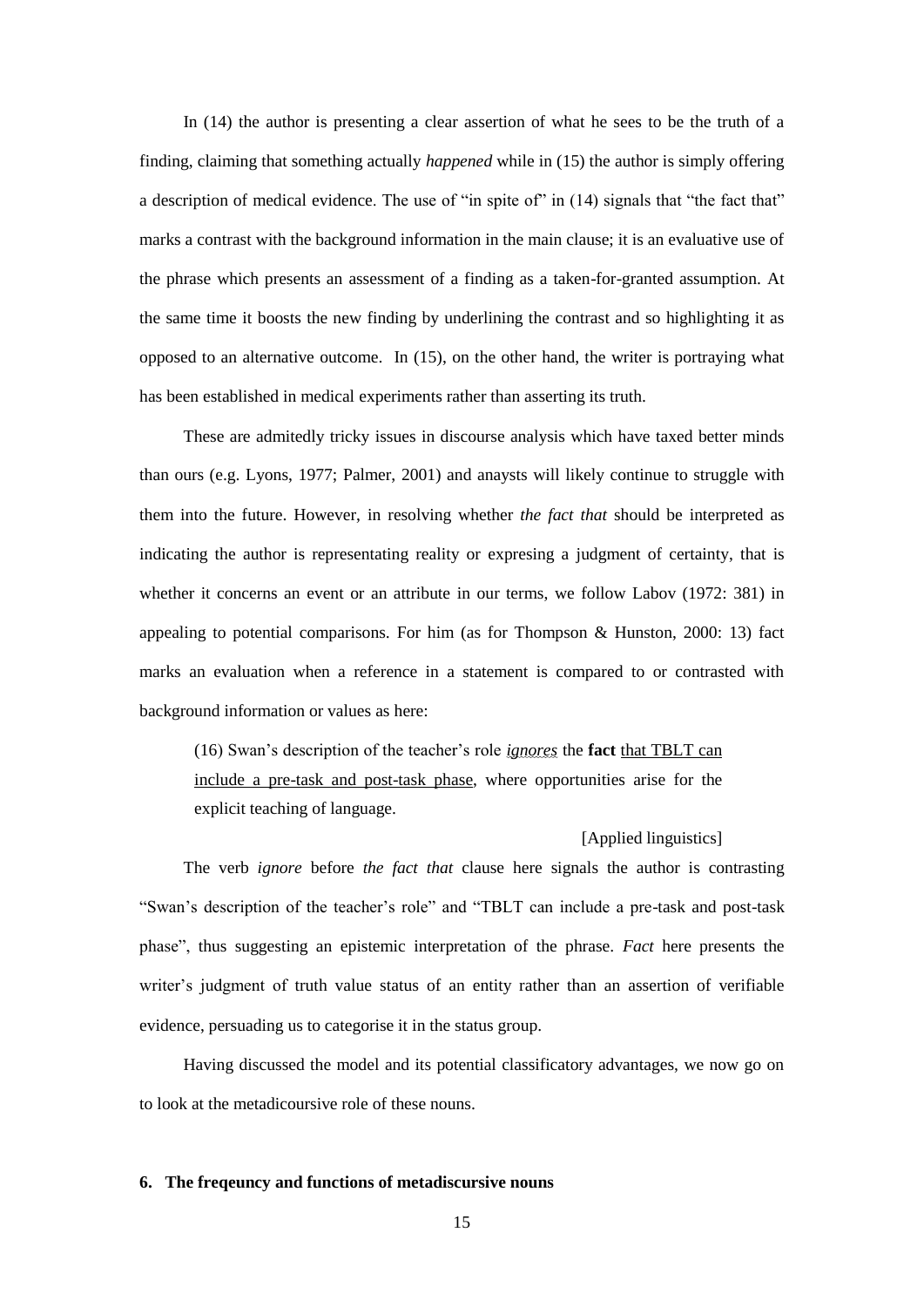In (14) the author is presenting a clear assertion of what he sees to be the truth of a finding, claiming that something actually *happened* while in (15) the author is simply offering a description of medical evidence. The use of "in spite of" in (14) signals that "the fact that" marks a contrast with the background information in the main clause; it is an evaluative use of the phrase which presents an assessment of a finding as a taken-for-granted assumption. At the same time it boosts the new finding by underlining the contrast and so highlighting it as opposed to an alternative outcome. In (15), on the other hand, the writer is portraying what has been established in medical experiments rather than asserting its truth.

These are admitedly tricky issues in discourse analysis which have taxed better minds than ours (e.g. Lyons, 1977; Palmer, 2001) and anaysts will likely continue to struggle with them into the future. However, in resolving whether *the fact that* should be interpreted as indicating the author is representating reality or expresing a judgment of certainty, that is whether it concerns an event or an attribute in our terms, we follow Labov (1972: 381) in appealing to potential comparisons. For him (as for Thompson & Hunston, 2000: 13) fact marks an evaluation when a reference in a statement is compared to or contrasted with background information or values as here:

> (16) Swan's description of the teacher's role *ignores* the **fact** that TBLT can include a pre-task and post-task phase, where opportunities arise for the explicit teaching of language.
>
> [Applied linguistics]

The verb *ignore* before *the fact that* clause here signals the author is contrasting "Swan's description of the teacher's role" and "TBLT can include a pre-task and post-task phase", thus suggesting an epistemic interpretation of the phrase. *Fact* here presents the writer's judgment of truth value status of an entity rather than an assertion of verifiable evidence, persuading us to categorise it in the status group.

Having discussed the model and its potential classificatory advantages, we now go on to look at the metadicoursive role of these nouns.

## 6. The freqeuncy and functions of metadiscursive nouns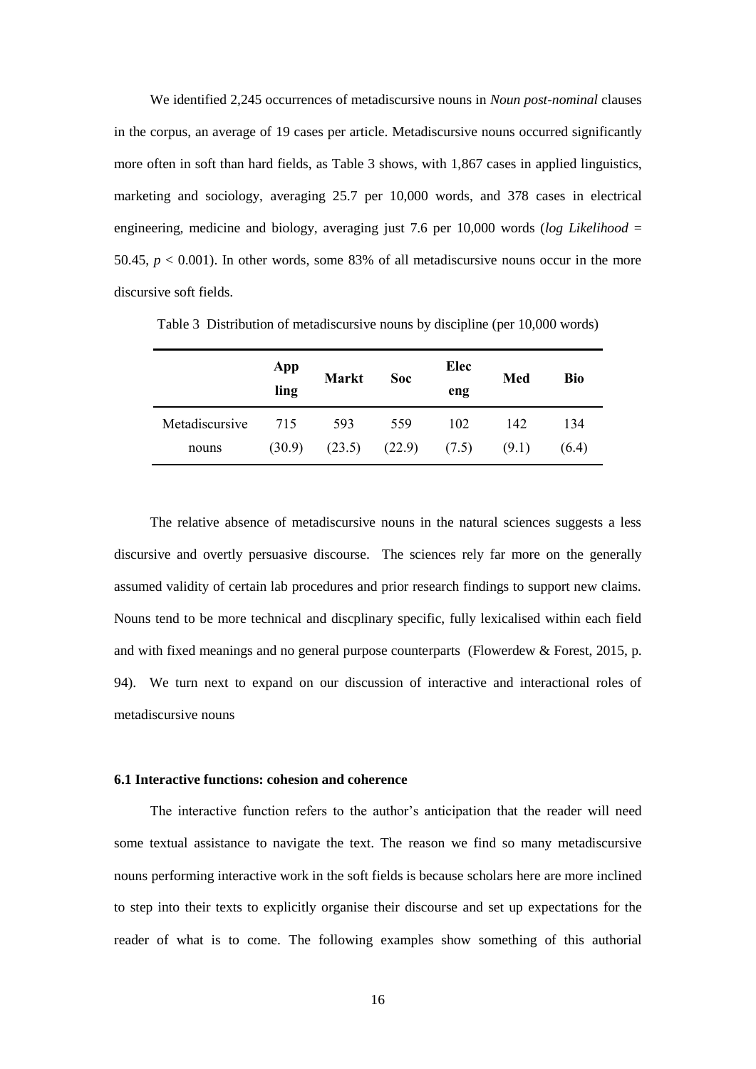We identified 2,245 occurrences of metadiscursive nouns in *Noun post-nominal* clauses in the corpus, an average of 19 cases per article. Metadiscursive nouns occurred significantly more often in soft than hard fields, as Table 3 shows, with 1,867 cases in applied linguistics, marketing and sociology, averaging 25.7 per 10,000 words, and 378 cases in electrical engineering, medicine and biology, averaging just 7.6 per 10,000 words (*log Likelihood* = 50.45, $p < 0.001$). In other words, some 83% of all metadiscursive nouns occur in the more discursive soft fields.

Table 3 Distribution of metadiscursive nouns by discipline (per 10,000 words)

| | App ling | Markt | Soc | Elec eng | Med | Bio |
|---|---|---|---|---|---|---|
| Metadiscursive nouns | 715 (30.9) | 593 (23.5) | 559 (22.9) | 102 (7.5) | 142 (9.1) | 134 (6.4) |

The relative absence of metadiscursive nouns in the natural sciences suggests a less discursive and overtly persuasive discourse. The sciences rely far more on the generally assumed validity of certain lab procedures and prior research findings to support new claims. Nouns tend to be more technical and discplinary specific, fully lexicalised within each field and with fixed meanings and no general purpose counterparts (Flowerdew & Forest, 2015, p. 94). We turn next to expand on our discussion of interactive and interactional roles of metadiscursive nouns

### 6.1 Interactive functions: cohesion and coherence

The interactive function refers to the author's anticipation that the reader will need some textual assistance to navigate the text. The reason we find so many metadiscursive nouns performing interactive work in the soft fields is because scholars here are more inclined to step into their texts to explicitly organise their discourse and set up expectations for the reader of what is to come. The following examples show something of this authorial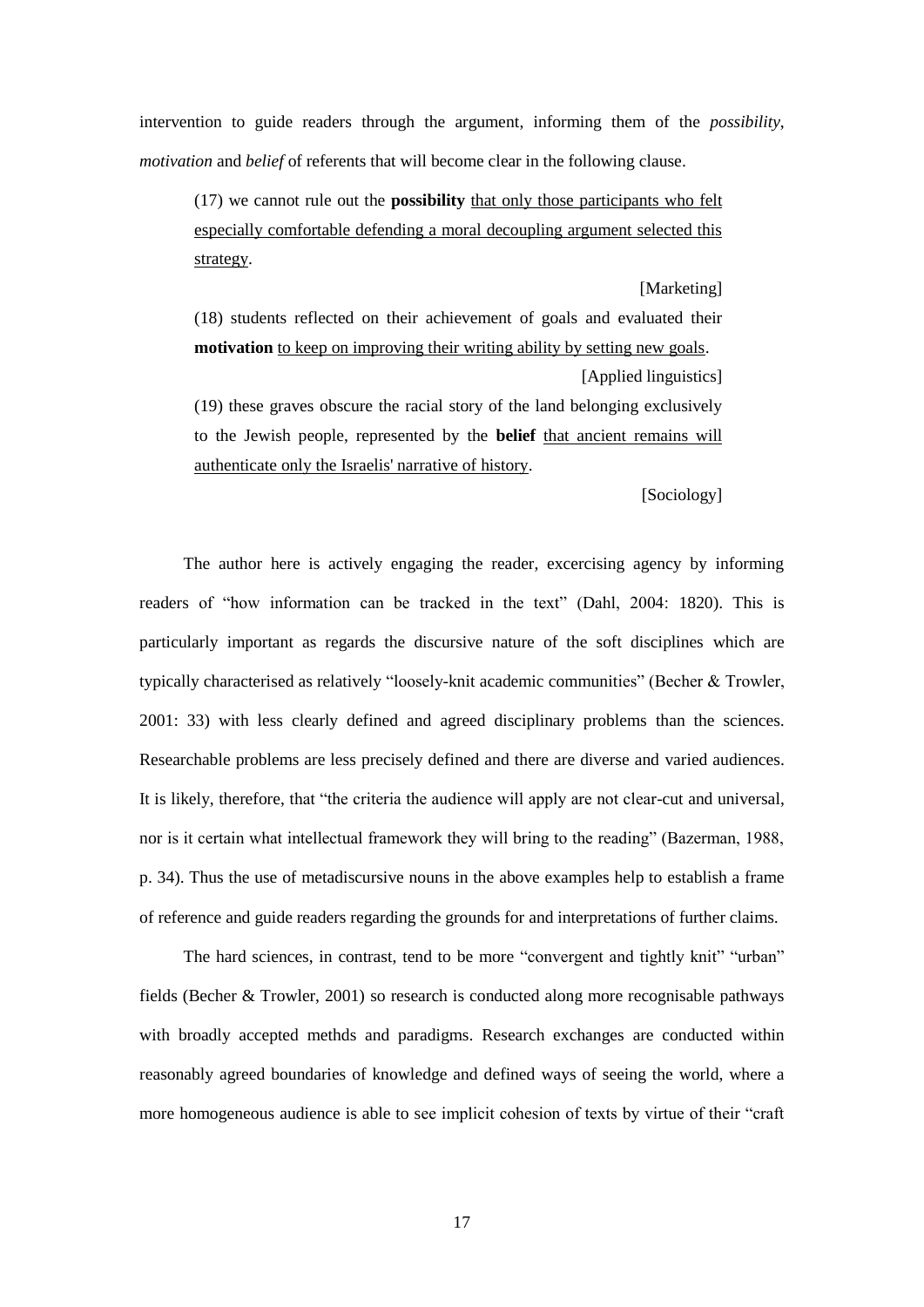intervention to guide readers through the argument, informing them of the *possibility*, *motivation* and *belief* of referents that will become clear in the following clause.

> (17) we cannot rule out the **possibility** <u>that only those participants who felt especially comfortable defending a moral decoupling argument selected this strategy</u>.
>
> [Marketing]
>
> (18) students reflected on their achievement of goals and evaluated their **motivation** <u>to keep on improving their writing ability by setting new goals</u>.
>
> [Applied linguistics]
>
> (19) these graves obscure the racial story of the land belonging exclusively to the Jewish people, represented by the **belief** <u>that ancient remains will authenticate only the Israelis' narrative of history</u>.
>
> [Sociology]

The author here is actively engaging the reader, excercising agency by informing readers of "how information can be tracked in the text" (Dahl, 2004: 1820). This is particularly important as regards the discursive nature of the soft disciplines which are typically characterised as relatively "loosely-knit academic communities" (Becher & Trowler, 2001: 33) with less clearly defined and agreed disciplinary problems than the sciences. Researchable problems are less precisely defined and there are diverse and varied audiences. It is likely, therefore, that "the criteria the audience will apply are not clear-cut and universal, nor is it certain what intellectual framework they will bring to the reading" (Bazerman, 1988, p. 34). Thus the use of metadiscursive nouns in the above examples help to establish a frame of reference and guide readers regarding the grounds for and interpretations of further claims.

The hard sciences, in contrast, tend to be more "convergent and tightly knit" "urban" fields (Becher & Trowler, 2001) so research is conducted along more recognisable pathways with broadly accepted methds and paradigms. Research exchanges are conducted within reasonably agreed boundaries of knowledge and defined ways of seeing the world, where a more homogeneous audience is able to see implicit cohesion of texts by virtue of their "craft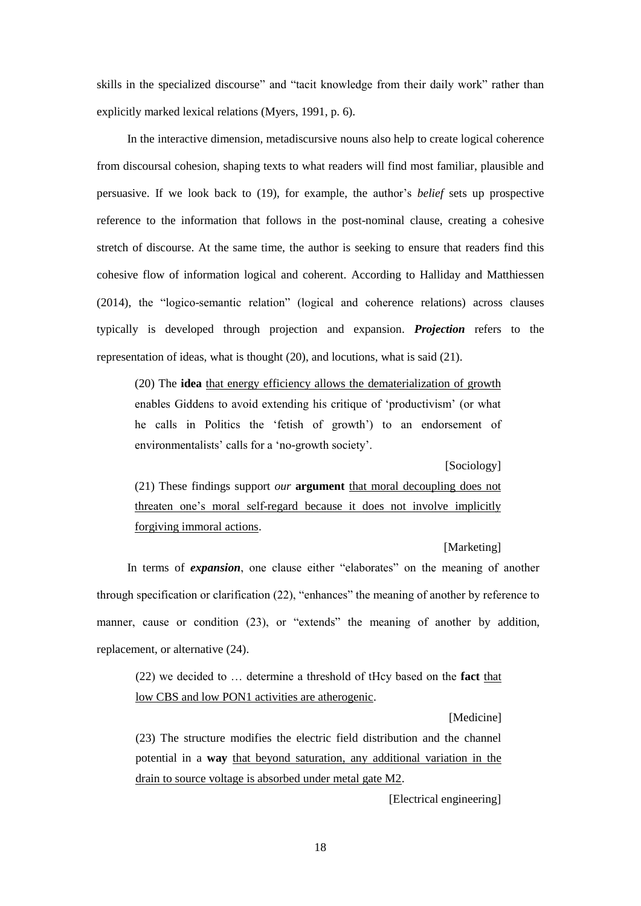skills in the specialized discourse" and "tacit knowledge from their daily work" rather than explicitly marked lexical relations (Myers, 1991, p. 6).

In the interactive dimension, metadiscursive nouns also help to create logical coherence from discoursal cohesion, shaping texts to what readers will find most familiar, plausible and persuasive. If we look back to (19), for example, the author's *belief* sets up prospective reference to the information that follows in the post-nominal clause, creating a cohesive stretch of discourse. At the same time, the author is seeking to ensure that readers find this cohesive flow of information logical and coherent. According to Halliday and Matthiessen (2014), the "logico-semantic relation" (logical and coherence relations) across clauses typically is developed through projection and expansion. ***Projection*** refers to the representation of ideas, what is thought (20), and locutions, what is said (21).

> (20) The **idea** <u>that energy efficiency allows the dematerialization of growth</u> enables Giddens to avoid extending his critique of 'productivism' (or what he calls in Politics the 'fetish of growth') to an endorsement of environmentalists' calls for a 'no-growth society'.
>
> [Sociology]
>
> (21) These findings support *our* **argument** <u>that moral decoupling does not threaten one's moral self-regard because it does not involve implicitly forgiving immoral actions</u>.
>
> [Marketing]

In terms of ***expansion***, one clause either "elaborates" on the meaning of another through specification or clarification (22), "enhances" the meaning of another by reference to manner, cause or condition (23), or "extends" the meaning of another by addition, replacement, or alternative (24).

> (22) we decided to … determine a threshold of tHcy based on the **fact** <u>that low CBS and low PON1 activities are atherogenic</u>.
>
> [Medicine]
>
> (23) The structure modifies the electric field distribution and the channel potential in a **way** <u>that beyond saturation, any additional variation in the drain to source voltage is absorbed under metal gate M2</u>.
>
> [Electrical engineering]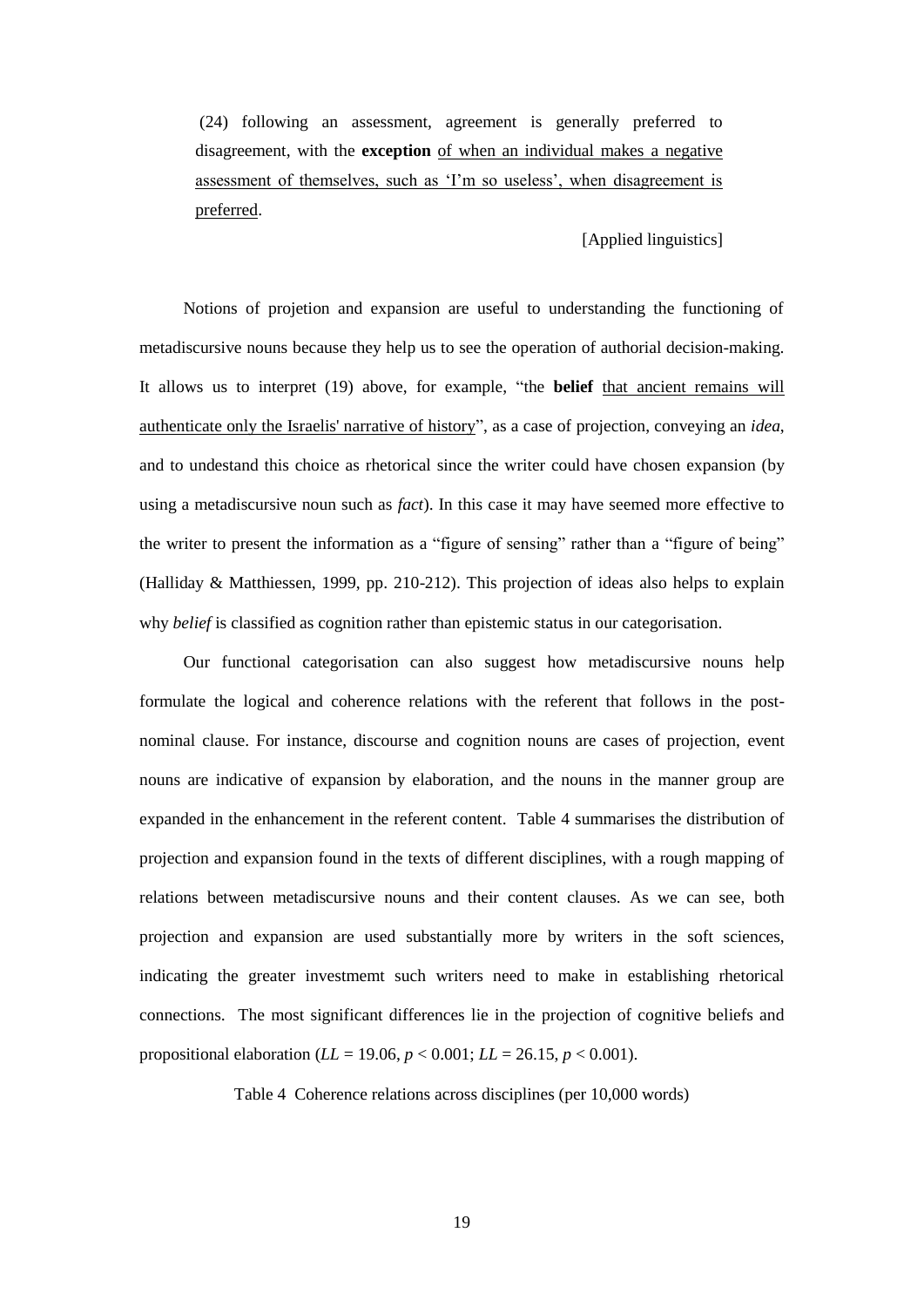(24) following an assessment, agreement is generally preferred to disagreement, with the **exception** <u>of when an individual makes a negative assessment of themselves, such as 'I'm so useless', when disagreement is preferred</u>.

[Applied linguistics]

Notions of projetion and expansion are useful to understanding the functioning of metadiscursive nouns because they help us to see the operation of authorial decision-making. It allows us to interpret (19) above, for example, "the **belief** <u>that ancient remains will authenticate only the Israelis' narrative of history</u>", as a case of projection, conveying an *idea*, and to undestand this choice as rhetorical since the writer could have chosen expansion (by using a metadiscursive noun such as *fact*). In this case it may have seemed more effective to the writer to present the information as a "figure of sensing" rather than a "figure of being" (Halliday & Matthiessen, 1999, pp. 210-212). This projection of ideas also helps to explain why *belief* is classified as cognition rather than epistemic status in our categorisation.

Our functional categorisation can also suggest how metadiscursive nouns help formulate the logical and coherence relations with the referent that follows in the post-nominal clause. For instance, discourse and cognition nouns are cases of projection, event nouns are indicative of expansion by elaboration, and the nouns in the manner group are expanded in the enhancement in the referent content. Table 4 summarises the distribution of projection and expansion found in the texts of different disciplines, with a rough mapping of relations between metadiscursive nouns and their content clauses. As we can see, both projection and expansion are used substantially more by writers in the soft sciences, indicating the greater investmemt such writers need to make in establishing rhetorical connections. The most significant differences lie in the projection of cognitive beliefs and propositional elaboration ($LL$ = 19.06, $p < 0.001$; $LL$ = 26.15, $p < 0.001$).

Table 4 Coherence relations across disciplines (per 10,000 words)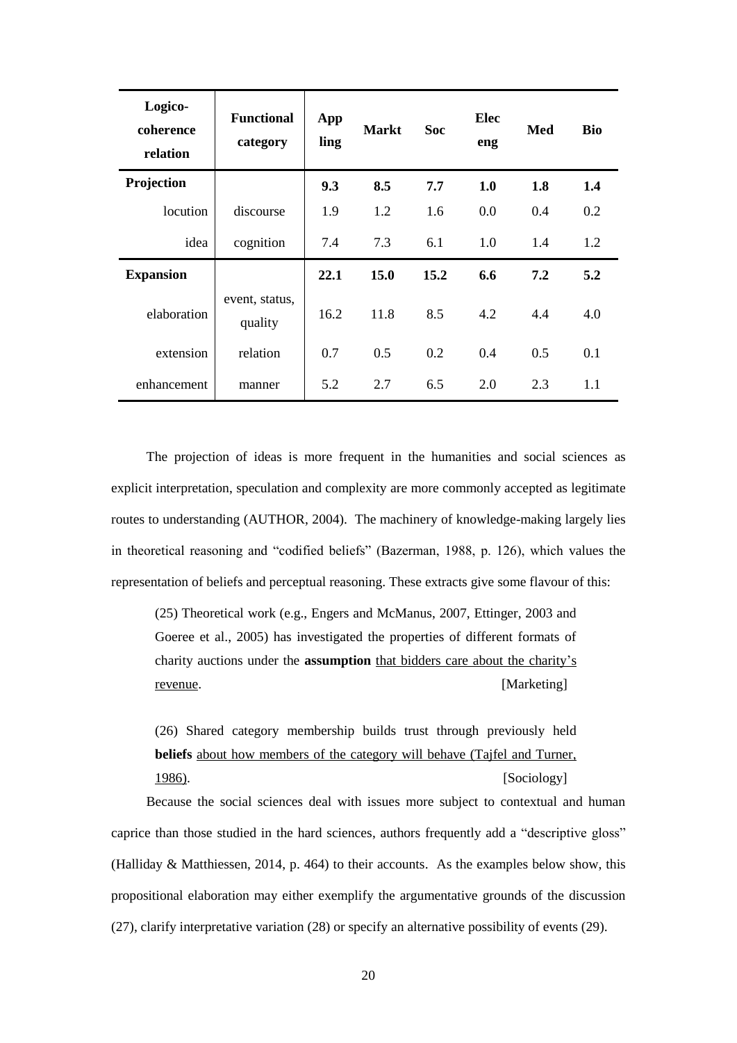| Logico-coherence relation | Functional category | App ling | Markt | Soc | Elec eng | Med | Bio |
|---|---|---|---|---|---|---|---|
| **Projection** | | **9.3** | **8.5** | **7.7** | **1.0** | **1.8** | **1.4** |
| locution | discourse | 1.9 | 1.2 | 1.6 | 0.0 | 0.4 | 0.2 |
| idea | cognition | 7.4 | 7.3 | 6.1 | 1.0 | 1.4 | 1.2 |
| **Expansion** | | **22.1** | **15.0** | **15.2** | **6.6** | **7.2** | **5.2** |
| elaboration | event, status, quality | 16.2 | 11.8 | 8.5 | 4.2 | 4.4 | 4.0 |
| extension | relation | 0.7 | 0.5 | 0.2 | 0.4 | 0.5 | 0.1 |
| enhancement | manner | 5.2 | 2.7 | 6.5 | 2.0 | 2.3 | 1.1 |

The projection of ideas is more frequent in the humanities and social sciences as explicit interpretation, speculation and complexity are more commonly accepted as legitimate routes to understanding (AUTHOR, 2004). The machinery of knowledge-making largely lies in theoretical reasoning and "codified beliefs" (Bazerman, 1988, p. 126), which values the representation of beliefs and perceptual reasoning. These extracts give some flavour of this:

> (25) Theoretical work (e.g., Engers and McManus, 2007, Ettinger, 2003 and Goeree et al., 2005) has investigated the properties of different formats of charity auctions under the **assumption** <u>that bidders care about the charity's revenue</u>. [Marketing]

> (26) Shared category membership builds trust through previously held **beliefs** <u>about how members of the category will behave (Tajfel and Turner, 1986)</u>. [Sociology]

Because the social sciences deal with issues more subject to contextual and human caprice than those studied in the hard sciences, authors frequently add a "descriptive gloss" (Halliday & Matthiessen, 2014, p. 464) to their accounts. As the examples below show, this propositional elaboration may either exemplify the argumentative grounds of the discussion (27), clarify interpretative variation (28) or specify an alternative possibility of events (29).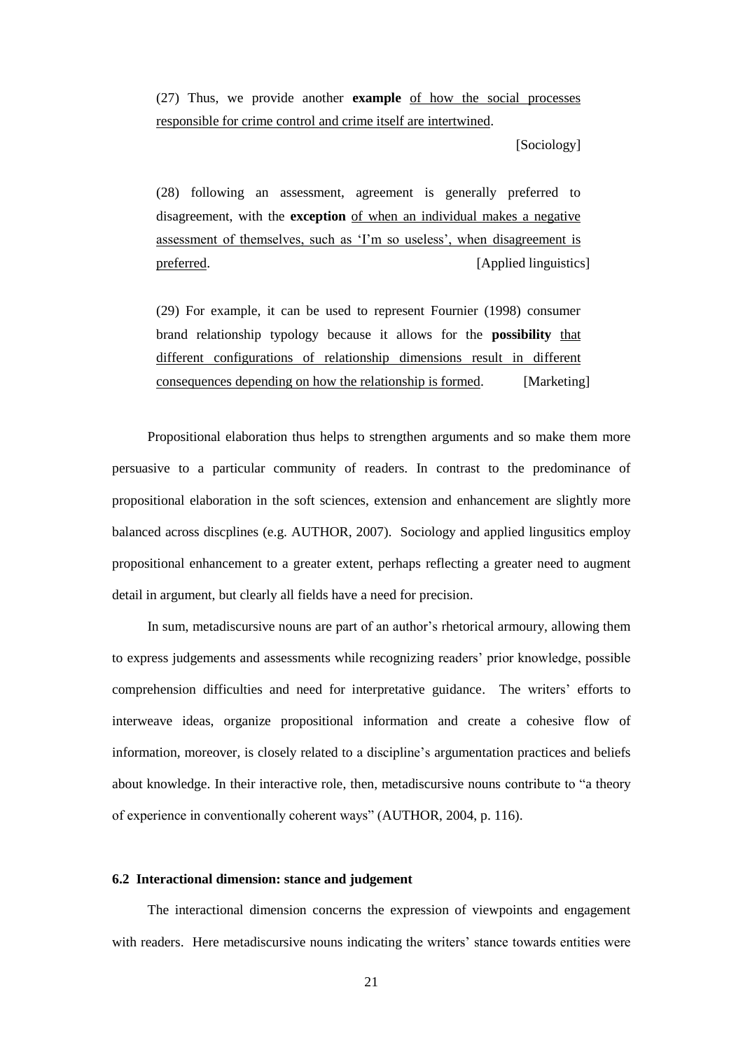(27) Thus, we provide another **example** <u>of how the social processes responsible for crime control and crime itself are intertwined</u>.

[Sociology]

(28) following an assessment, agreement is generally preferred to disagreement, with the **exception** <u>of when an individual makes a negative assessment of themselves, such as 'I'm so useless', when disagreement is preferred</u>. [Applied linguistics]

(29) For example, it can be used to represent Fournier (1998) consumer brand relationship typology because it allows for the **possibility** <u>that different configurations of relationship dimensions result in different consequences depending on how the relationship is formed</u>. [Marketing]

Propositional elaboration thus helps to strengthen arguments and so make them more persuasive to a particular community of readers. In contrast to the predominance of propositional elaboration in the soft sciences, extension and enhancement are slightly more balanced across discplines (e.g. AUTHOR, 2007). Sociology and applied lingusitics employ propositional enhancement to a greater extent, perhaps reflecting a greater need to augment detail in argument, but clearly all fields have a need for precision.

In sum, metadiscursive nouns are part of an author's rhetorical armoury, allowing them to express judgements and assessments while recognizing readers' prior knowledge, possible comprehension difficulties and need for interpretative guidance. The writers' efforts to interweave ideas, organize propositional information and create a cohesive flow of information, moreover, is closely related to a discipline's argumentation practices and beliefs about knowledge. In their interactive role, then, metadiscursive nouns contribute to "a theory of experience in conventionally coherent ways" (AUTHOR, 2004, p. 116).

### 6.2 Interactional dimension: stance and judgement

The interactional dimension concerns the expression of viewpoints and engagement with readers. Here metadiscursive nouns indicating the writers' stance towards entities were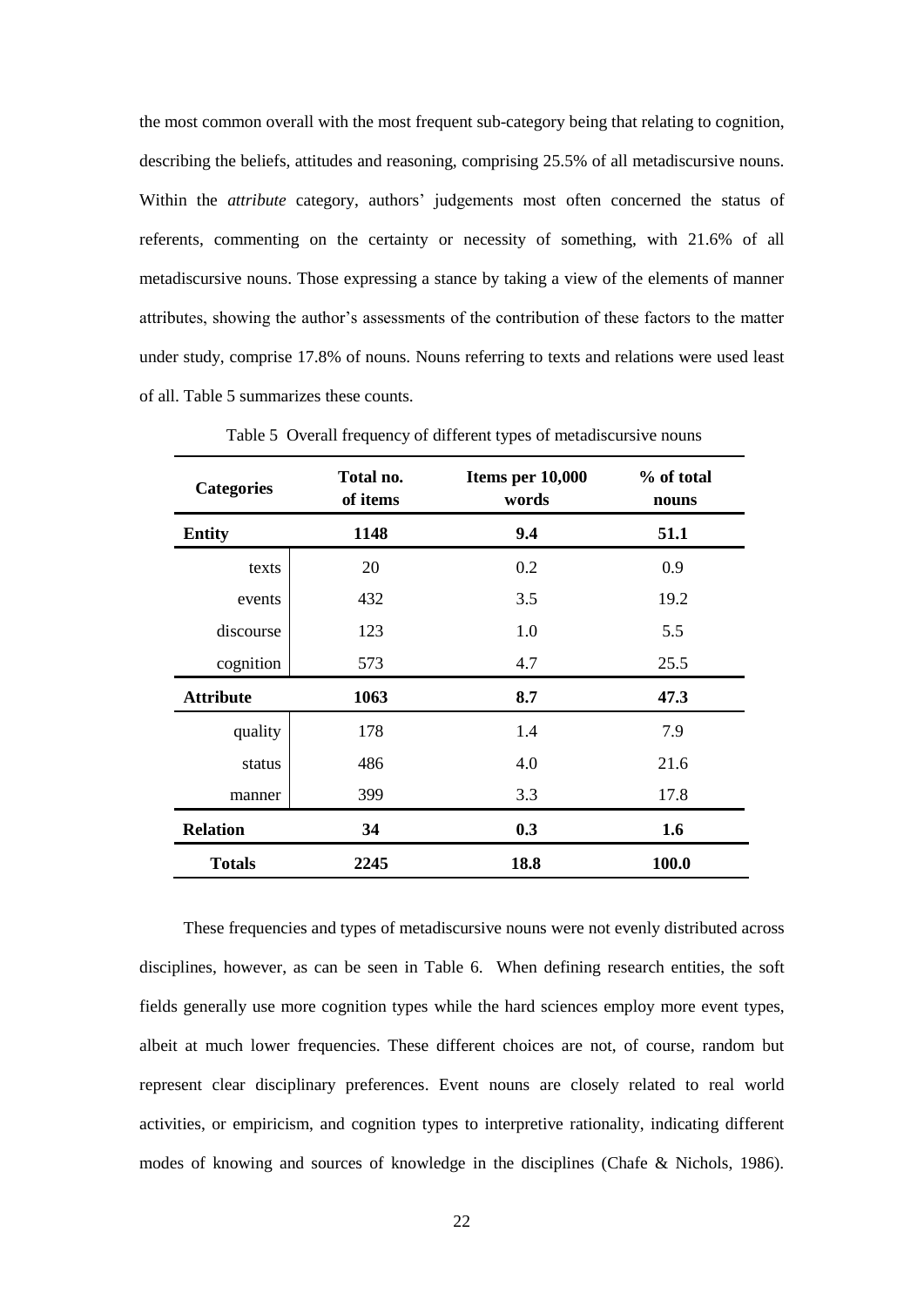the most common overall with the most frequent sub-category being that relating to cognition, describing the beliefs, attitudes and reasoning, comprising 25.5% of all metadiscursive nouns. Within the *attribute* category, authors' judgements most often concerned the status of referents, commenting on the certainty or necessity of something, with 21.6% of all metadiscursive nouns. Those expressing a stance by taking a view of the elements of manner attributes, showing the author's assessments of the contribution of these factors to the matter under study, comprise 17.8% of nouns. Nouns referring to texts and relations were used least of all. Table 5 summarizes these counts.

Table 5 Overall frequency of different types of metadiscursive nouns

| Categories | Total no. of items | Items per 10,000 words | % of total nouns |
|---|---|---|---|
| **Entity** | **1148** | **9.4** | **51.1** |
| texts | 20 | 0.2 | 0.9 |
| events | 432 | 3.5 | 19.2 |
| discourse | 123 | 1.0 | 5.5 |
| cognition | 573 | 4.7 | 25.5 |
| **Attribute** | **1063** | **8.7** | **47.3** |
| quality | 178 | 1.4 | 7.9 |
| status | 486 | 4.0 | 21.6 |
| manner | 399 | 3.3 | 17.8 |
| **Relation** | **34** | **0.3** | **1.6** |
| **Totals** | **2245** | **18.8** | **100.0** |

These frequencies and types of metadiscursive nouns were not evenly distributed across disciplines, however, as can be seen in Table 6. When defining research entities, the soft fields generally use more cognition types while the hard sciences employ more event types, albeit at much lower frequencies. These different choices are not, of course, random but represent clear disciplinary preferences. Event nouns are closely related to real world activities, or empiricism, and cognition types to interpretive rationality, indicating different modes of knowing and sources of knowledge in the disciplines (Chafe & Nichols, 1986).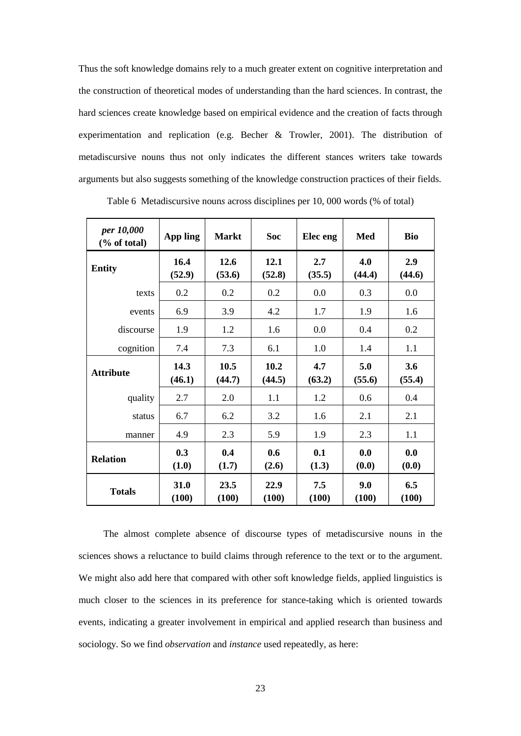Thus the soft knowledge domains rely to a much greater extent on cognitive interpretation and the construction of theoretical modes of understanding than the hard sciences. In contrast, the hard sciences create knowledge based on empirical evidence and the creation of facts through experimentation and replication (e.g. Becher & Trowler, 2001). The distribution of metadiscursive nouns thus not only indicates the different stances writers take towards arguments but also suggests something of the knowledge construction practices of their fields.

Table 6 Metadiscursive nouns across disciplines per 10, 000 words (% of total)

| *per 10,000* **(% of total)** | **App ling** | **Markt** | **Soc** | **Elec eng** | **Med** | **Bio** |
|---|---|---|---|---|---|---|
| **Entity** | **16.4 (52.9)** | **12.6 (53.6)** | **12.1 (52.8)** | **2.7 (35.5)** | **4.0 (44.4)** | **2.9 (44.6)** |
| texts | 0.2 | 0.2 | 0.2 | 0.0 | 0.3 | 0.0 |
| events | 6.9 | 3.9 | 4.2 | 1.7 | 1.9 | 1.6 |
| discourse | 1.9 | 1.2 | 1.6 | 0.0 | 0.4 | 0.2 |
| cognition | 7.4 | 7.3 | 6.1 | 1.0 | 1.4 | 1.1 |
| **Attribute** | **14.3 (46.1)** | **10.5 (44.7)** | **10.2 (44.5)** | **4.7 (63.2)** | **5.0 (55.6)** | **3.6 (55.4)** |
| quality | 2.7 | 2.0 | 1.1 | 1.2 | 0.6 | 0.4 |
| status | 6.7 | 6.2 | 3.2 | 1.6 | 2.1 | 2.1 |
| manner | 4.9 | 2.3 | 5.9 | 1.9 | 2.3 | 1.1 |
| **Relation** | **0.3 (1.0)** | **0.4 (1.7)** | **0.6 (2.6)** | **0.1 (1.3)** | **0.0 (0.0)** | **0.0 (0.0)** |
| **Totals** | **31.0 (100)** | **23.5 (100)** | **22.9 (100)** | **7.5 (100)** | **9.0 (100)** | **6.5 (100)** |

The almost complete absence of discourse types of metadiscursive nouns in the sciences shows a reluctance to build claims through reference to the text or to the argument. We might also add here that compared with other soft knowledge fields, applied linguistics is much closer to the sciences in its preference for stance-taking which is oriented towards events, indicating a greater involvement in empirical and applied research than business and sociology. So we find *observation* and *instance* used repeatedly, as here: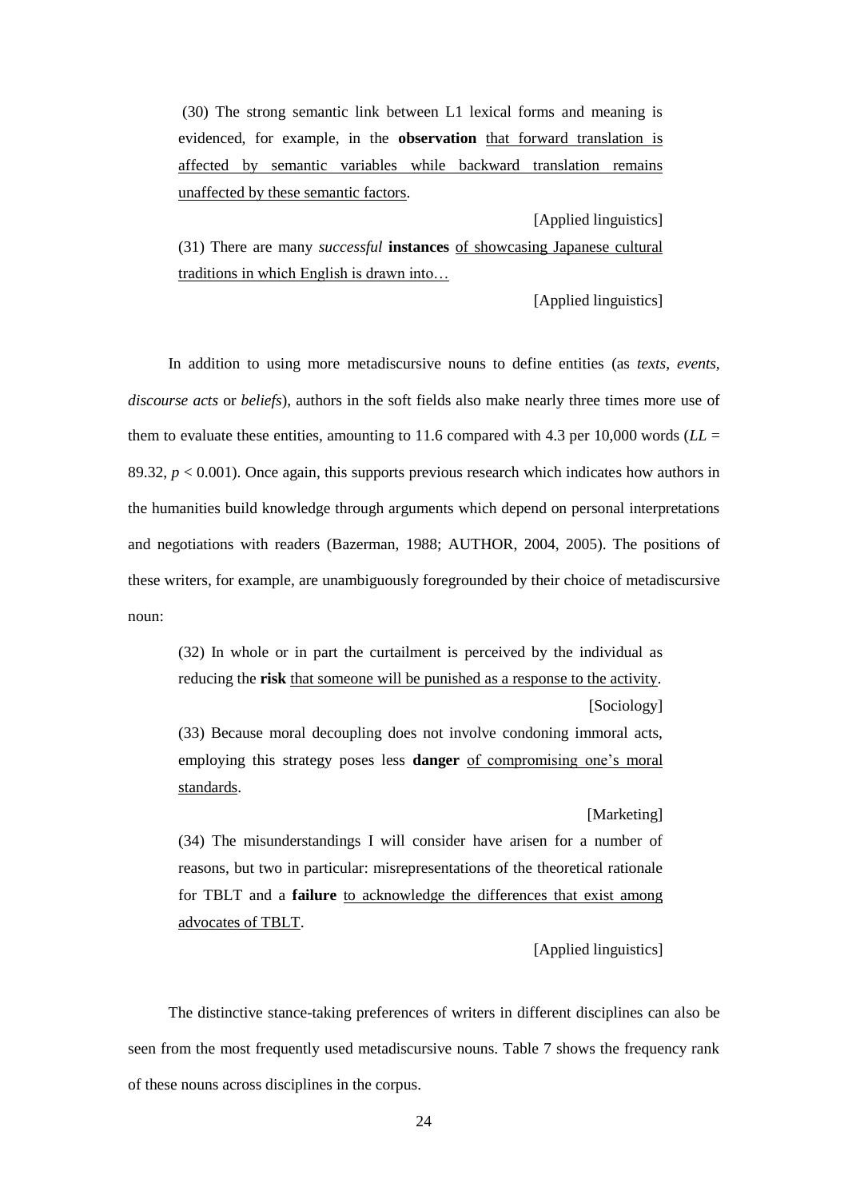(30) The strong semantic link between L1 lexical forms and meaning is evidenced, for example, in the **observation** <u>that forward translation is affected by semantic variables while backward translation remains unaffected by these semantic factors</u>.

[Applied linguistics]

(31) There are many *successful* **instances** <u>of showcasing Japanese cultural traditions in which English is drawn into…</u>

[Applied linguistics]

In addition to using more metadiscursive nouns to define entities (as *texts*, *events*, *discourse acts* or *beliefs*), authors in the soft fields also make nearly three times more use of them to evaluate these entities, amounting to 11.6 compared with 4.3 per 10,000 words ($LL$ = 89.32, $p < 0.001$). Once again, this supports previous research which indicates how authors in the humanities build knowledge through arguments which depend on personal interpretations and negotiations with readers (Bazerman, 1988; AUTHOR, 2004, 2005). The positions of these writers, for example, are unambiguously foregrounded by their choice of metadiscursive noun:

(32) In whole or in part the curtailment is perceived by the individual as reducing the **risk** <u>that someone will be punished as a response to the activity</u>.

[Sociology]

(33) Because moral decoupling does not involve condoning immoral acts, employing this strategy poses less **danger** <u>of compromising one's moral standards</u>.

[Marketing]

(34) The misunderstandings I will consider have arisen for a number of reasons, but two in particular: misrepresentations of the theoretical rationale for TBLT and a **failure** <u>to acknowledge the differences that exist among advocates of TBLT</u>.

[Applied linguistics]

The distinctive stance-taking preferences of writers in different disciplines can also be seen from the most frequently used metadiscursive nouns. Table 7 shows the frequency rank of these nouns across disciplines in the corpus.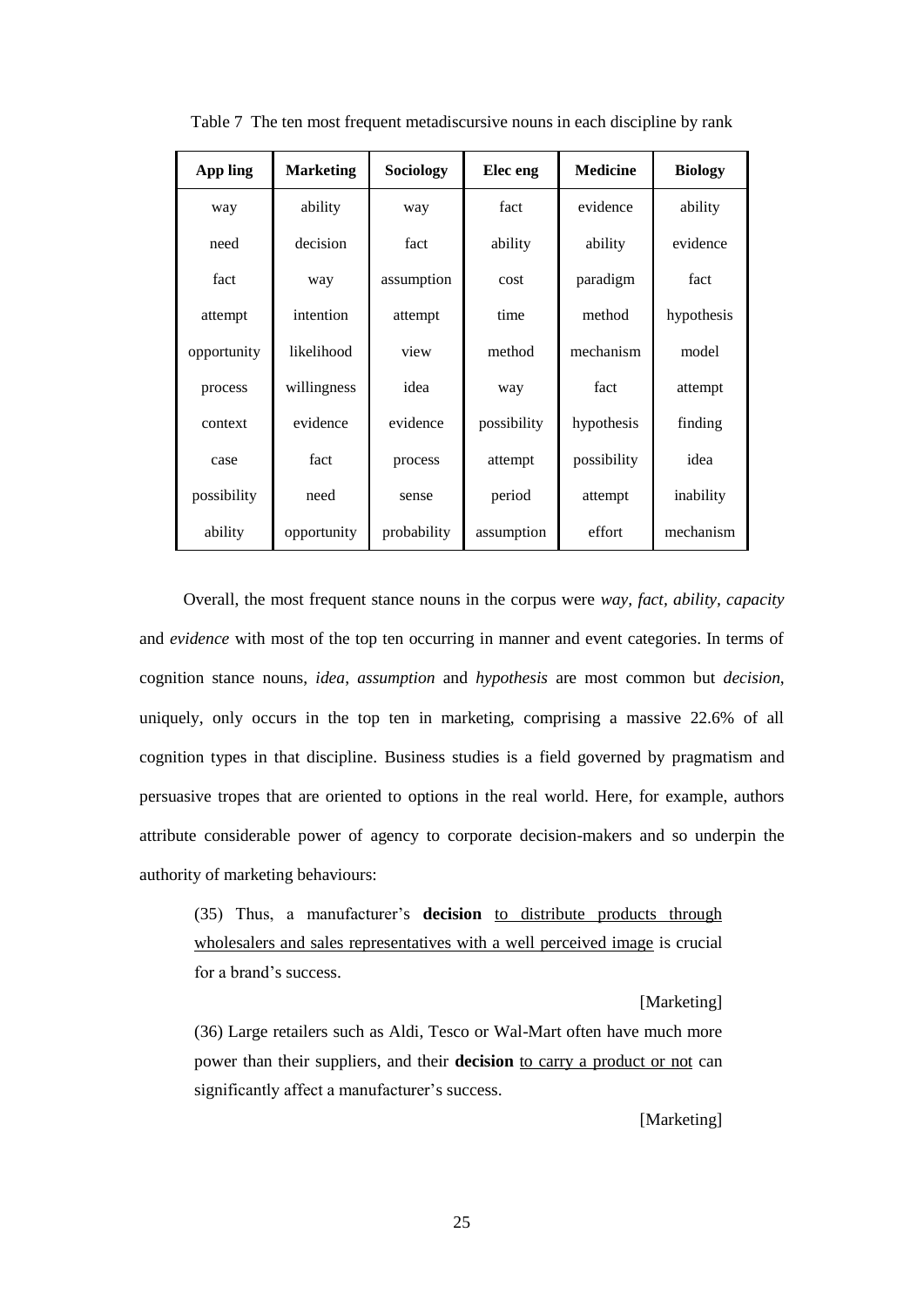Table 7 The ten most frequent metadiscursive nouns in each discipline by rank

| App ling | Marketing | Sociology | Elec eng | Medicine | Biology |
| --- | --- | --- | --- | --- | --- |
| way | ability | way | fact | evidence | ability |
| need | decision | fact | ability | ability | evidence |
| fact | way | assumption | cost | paradigm | fact |
| attempt | intention | attempt | time | method | hypothesis |
| opportunity | likelihood | view | method | mechanism | model |
| process | willingness | idea | way | fact | attempt |
| context | evidence | evidence | possibility | hypothesis | finding |
| case | fact | process | attempt | possibility | idea |
| possibility | need | sense | period | attempt | inability |
| ability | opportunity | probability | assumption | effort | mechanism |

Overall, the most frequent stance nouns in the corpus were *way*, *fact*, *ability*, *capacity* and *evidence* with most of the top ten occurring in manner and event categories. In terms of cognition stance nouns, *idea*, *assumption* and *hypothesis* are most common but *decision*, uniquely, only occurs in the top ten in marketing, comprising a massive 22.6% of all cognition types in that discipline. Business studies is a field governed by pragmatism and persuasive tropes that are oriented to options in the real world. Here, for example, authors attribute considerable power of agency to corporate decision-makers and so underpin the authority of marketing behaviours:

> (35) Thus, a manufacturer's **decision** <u>to distribute products through wholesalers and sales representatives with a well perceived image</u> is crucial for a brand's success.
>
> [Marketing]
>
> (36) Large retailers such as Aldi, Tesco or Wal-Mart often have much more power than their suppliers, and their **decision** <u>to carry a product or not</u> can significantly affect a manufacturer's success.
>
> [Marketing]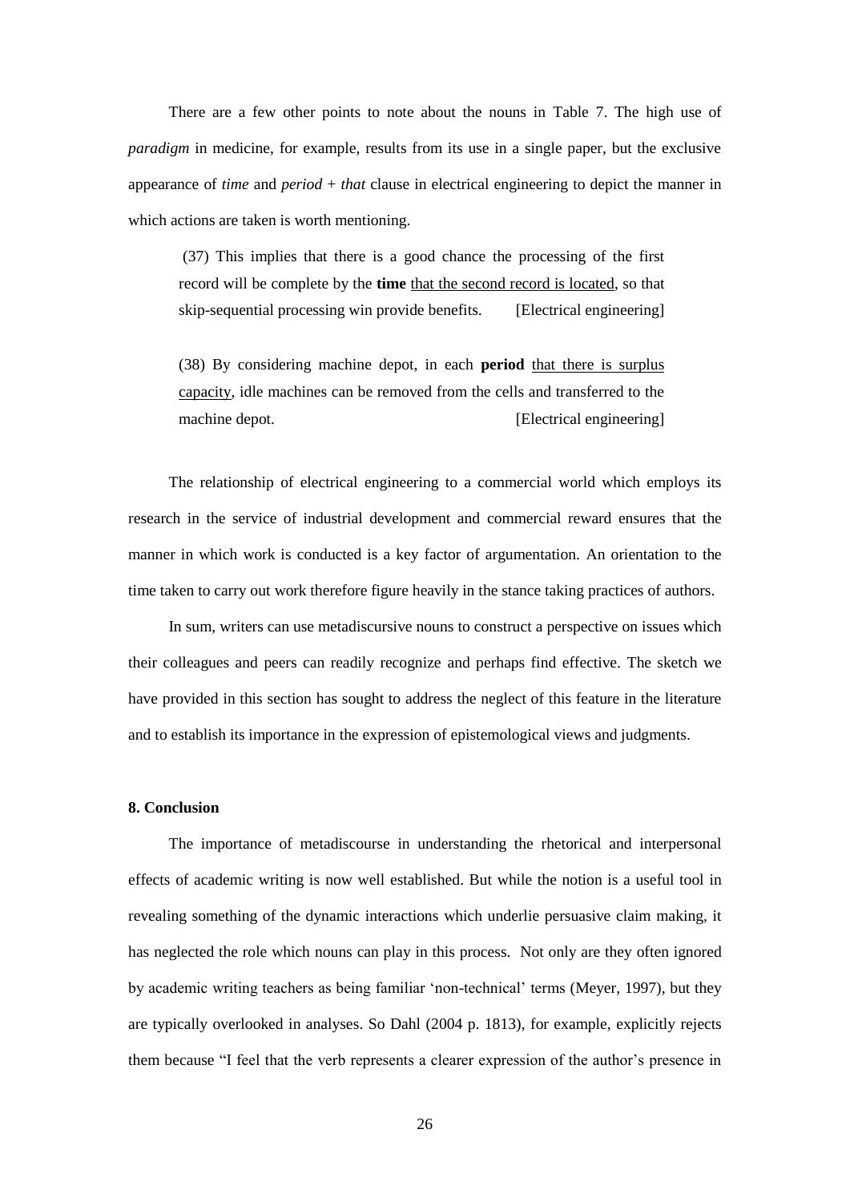There are a few other points to note about the nouns in Table 7. The high use of *paradigm* in medicine, for example, results from its use in a single paper, but the exclusive appearance of *time* and *period* + *that* clause in electrical engineering to depict the manner in which actions are taken is worth mentioning.

> (37) This implies that there is a good chance the processing of the first record will be complete by the **time** <u>that the second record is located</u>, so that skip-sequential processing win provide benefits. [Electrical engineering]

> (38) By considering machine depot, in each **period** <u>that there is surplus capacity</u>, idle machines can be removed from the cells and transferred to the machine depot. [Electrical engineering]

The relationship of electrical engineering to a commercial world which employs its research in the service of industrial development and commercial reward ensures that the manner in which work is conducted is a key factor of argumentation. An orientation to the time taken to carry out work therefore figure heavily in the stance taking practices of authors.

In sum, writers can use metadiscursive nouns to construct a perspective on issues which their colleagues and peers can readily recognize and perhaps find effective. The sketch we have provided in this section has sought to address the neglect of this feature in the literature and to establish its importance in the expression of epistemological views and judgments.

## 8. Conclusion

The importance of metadiscourse in understanding the rhetorical and interpersonal effects of academic writing is now well established. But while the notion is a useful tool in revealing something of the dynamic interactions which underlie persuasive claim making, it has neglected the role which nouns can play in this process. Not only are they often ignored by academic writing teachers as being familiar 'non-technical' terms (Meyer, 1997), but they are typically overlooked in analyses. So Dahl (2004 p. 1813), for example, explicitly rejects them because "I feel that the verb represents a clearer expression of the author's presence in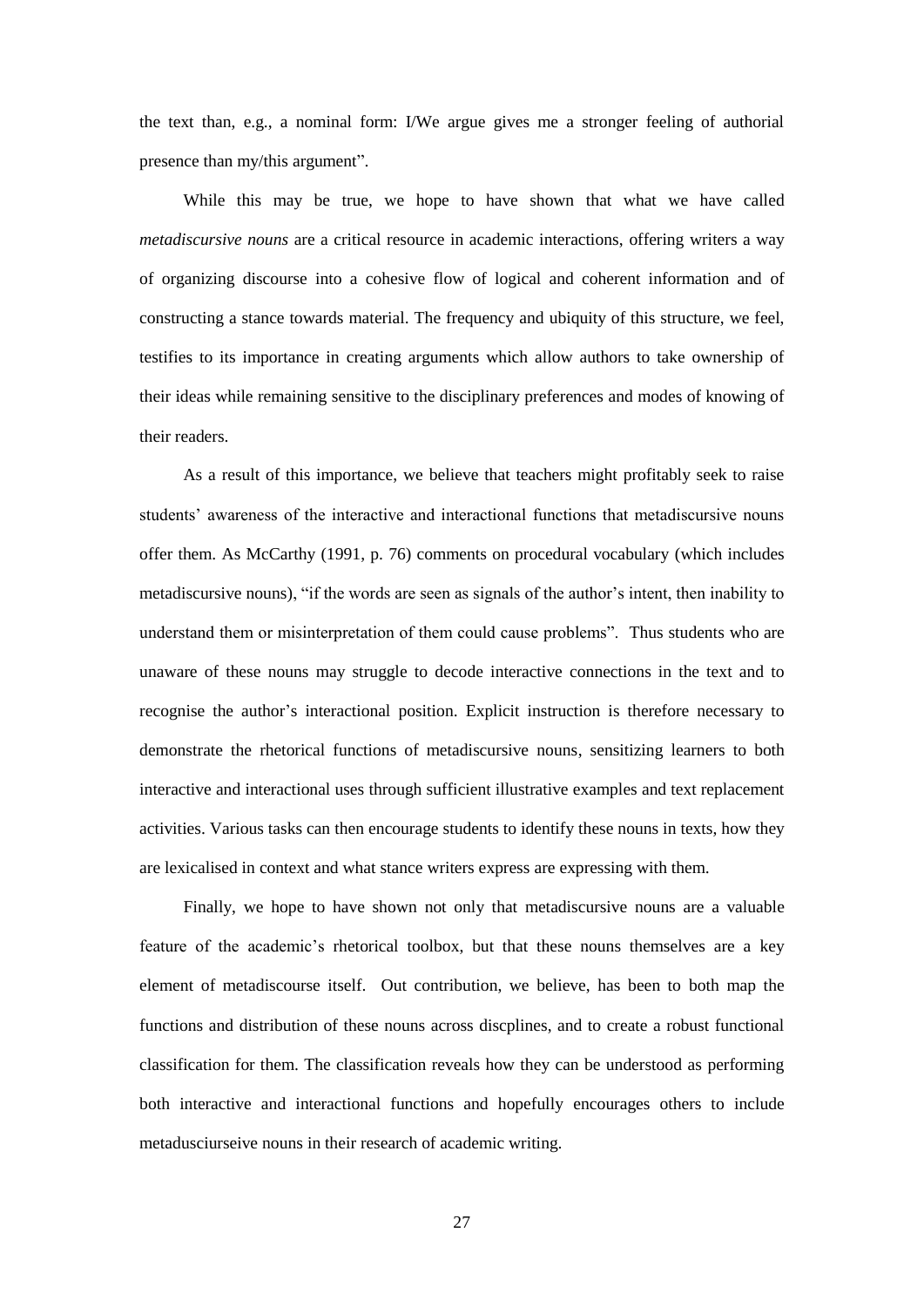the text than, e.g., a nominal form: I/We argue gives me a stronger feeling of authorial presence than my/this argument".

While this may be true, we hope to have shown that what we have called *metadiscursive nouns* are a critical resource in academic interactions, offering writers a way of organizing discourse into a cohesive flow of logical and coherent information and of constructing a stance towards material. The frequency and ubiquity of this structure, we feel, testifies to its importance in creating arguments which allow authors to take ownership of their ideas while remaining sensitive to the disciplinary preferences and modes of knowing of their readers.

As a result of this importance, we believe that teachers might profitably seek to raise students' awareness of the interactive and interactional functions that metadiscursive nouns offer them. As McCarthy (1991, p. 76) comments on procedural vocabulary (which includes metadiscursive nouns), "if the words are seen as signals of the author's intent, then inability to understand them or misinterpretation of them could cause problems". Thus students who are unaware of these nouns may struggle to decode interactive connections in the text and to recognise the author's interactional position. Explicit instruction is therefore necessary to demonstrate the rhetorical functions of metadiscursive nouns, sensitizing learners to both interactive and interactional uses through sufficient illustrative examples and text replacement activities. Various tasks can then encourage students to identify these nouns in texts, how they are lexicalised in context and what stance writers express are expressing with them.

Finally, we hope to have shown not only that metadiscursive nouns are a valuable feature of the academic's rhetorical toolbox, but that these nouns themselves are a key element of metadiscourse itself. Out contribution, we believe, has been to both map the functions and distribution of these nouns across discplines, and to create a robust functional classification for them. The classification reveals how they can be understood as performing both interactive and interactional functions and hopefully encourages others to include metadusciurseive nouns in their research of academic writing.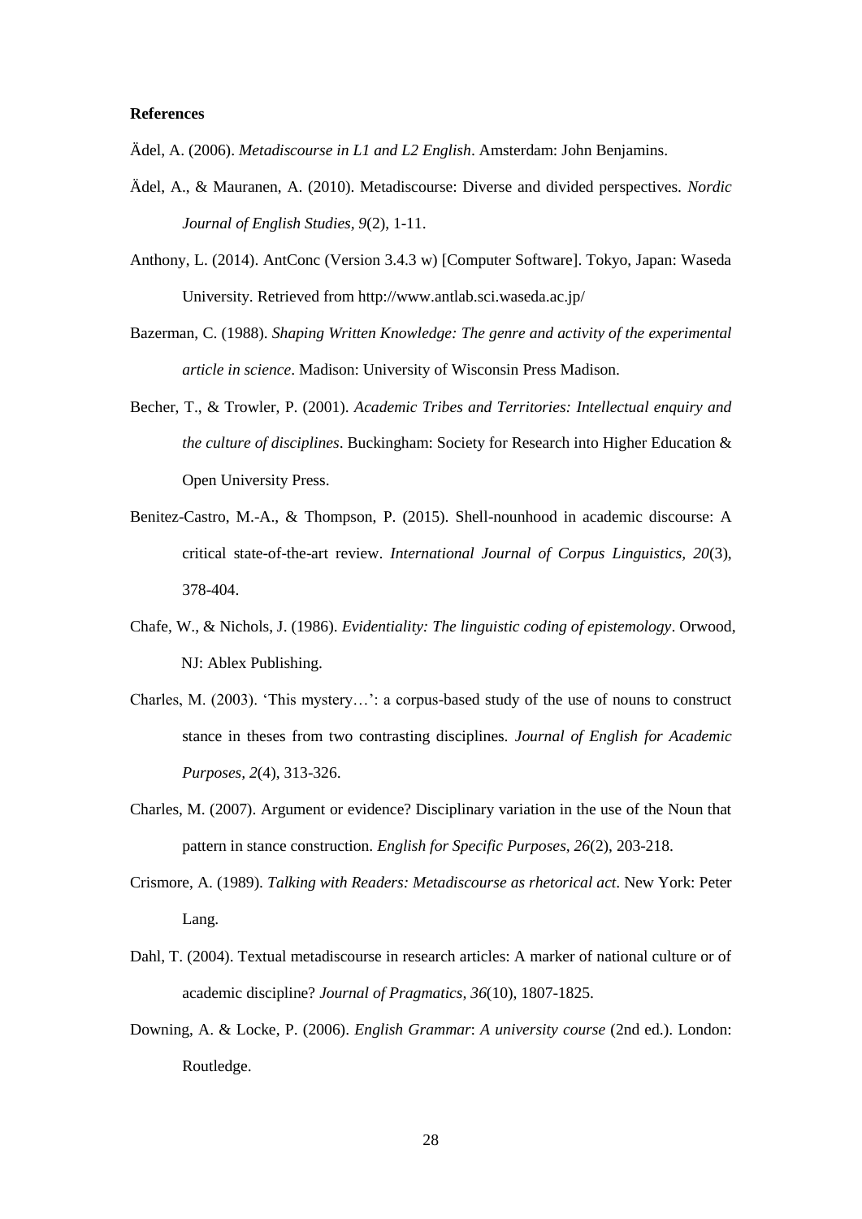**References**

Ädel, A. (2006). *Metadiscourse in L1 and L2 English*. Amsterdam: John Benjamins.

Ädel, A., & Mauranen, A. (2010). Metadiscourse: Diverse and divided perspectives. *Nordic Journal of English Studies, 9*(2), 1-11.

Anthony, L. (2014). AntConc (Version 3.4.3 w) [Computer Software]. Tokyo, Japan: Waseda University. Retrieved from http://www.antlab.sci.waseda.ac.jp/

Bazerman, C. (1988). *Shaping Written Knowledge: The genre and activity of the experimental article in science*. Madison: University of Wisconsin Press Madison.

Becher, T., & Trowler, P. (2001). *Academic Tribes and Territories: Intellectual enquiry and the culture of disciplines*. Buckingham: Society for Research into Higher Education & Open University Press.

Benitez-Castro, M.-A., & Thompson, P. (2015). Shell-nounhood in academic discourse: A critical state-of-the-art review. *International Journal of Corpus Linguistics, 20*(3), 378-404.

Chafe, W., & Nichols, J. (1986). *Evidentiality: The linguistic coding of epistemology*. Orwood, NJ: Ablex Publishing.

Charles, M. (2003). 'This mystery…': a corpus-based study of the use of nouns to construct stance in theses from two contrasting disciplines. *Journal of English for Academic Purposes, 2*(4), 313-326.

Charles, M. (2007). Argument or evidence? Disciplinary variation in the use of the Noun that pattern in stance construction. *English for Specific Purposes, 26*(2), 203-218.

Crismore, A. (1989). *Talking with Readers: Metadiscourse as rhetorical act*. New York: Peter Lang.

Dahl, T. (2004). Textual metadiscourse in research articles: A marker of national culture or of academic discipline? *Journal of Pragmatics, 36*(10), 1807-1825.

Downing, A. & Locke, P. (2006). *English Grammar*: *A university course* (2nd ed.). London: Routledge.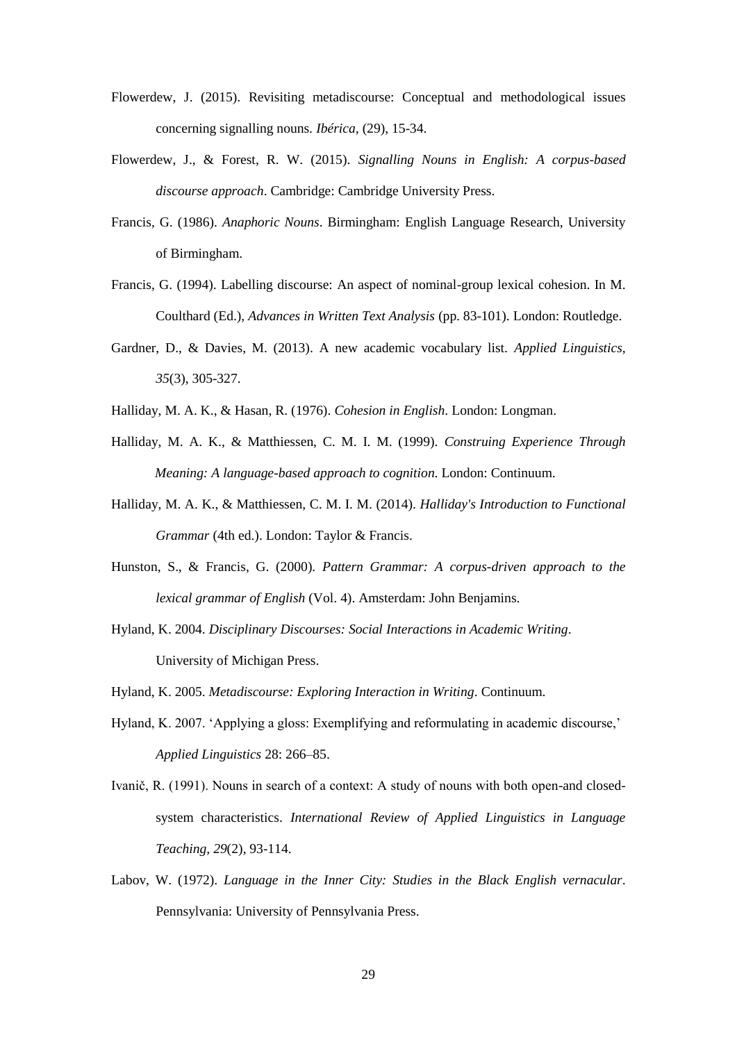Flowerdew, J. (2015). Revisiting metadiscourse: Conceptual and methodological issues concerning signalling nouns. *Ibérica*, (29), 15-34.

Flowerdew, J., & Forest, R. W. (2015). *Signalling Nouns in English: A corpus-based discourse approach*. Cambridge: Cambridge University Press.

Francis, G. (1986). *Anaphoric Nouns*. Birmingham: English Language Research, University of Birmingham.

Francis, G. (1994). Labelling discourse: An aspect of nominal-group lexical cohesion. In M. Coulthard (Ed.), *Advances in Written Text Analysis* (pp. 83-101). London: Routledge.

Gardner, D., & Davies, M. (2013). A new academic vocabulary list. *Applied Linguistics*, *35*(3), 305-327.

Halliday, M. A. K., & Hasan, R. (1976). *Cohesion in English*. London: Longman.

Halliday, M. A. K., & Matthiessen, C. M. I. M. (1999). *Construing Experience Through Meaning: A language-based approach to cognition.* London: Continuum.

Halliday, M. A. K., & Matthiessen, C. M. I. M. (2014). *Halliday's Introduction to Functional Grammar* (4th ed.). London: Taylor & Francis.

Hunston, S., & Francis, G. (2000). *Pattern Grammar: A corpus-driven approach to the lexical grammar of English* (Vol. 4). Amsterdam: John Benjamins.

Hyland, K. 2004. *Disciplinary Discourses: Social Interactions in Academic Writing*. University of Michigan Press.

Hyland, K. 2005. *Metadiscourse: Exploring Interaction in Writing*. Continuum.

Hyland, K. 2007. 'Applying a gloss: Exemplifying and reformulating in academic discourse,' *Applied Linguistics* 28: 266–85.

Ivanič, R. (1991). Nouns in search of a context: A study of nouns with both open-and closed-system characteristics. *International Review of Applied Linguistics in Language Teaching, 29*(2), 93-114.

Labov, W. (1972). *Language in the Inner City: Studies in the Black English vernacular*. Pennsylvania: University of Pennsylvania Press.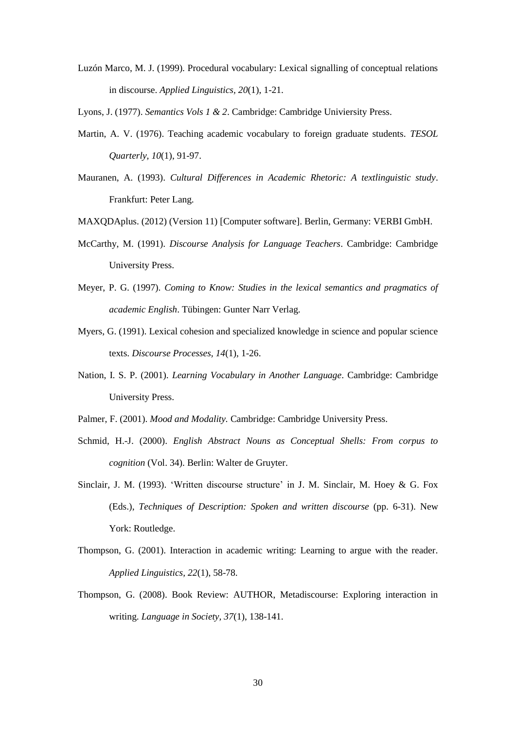Luzón Marco, M. J. (1999). Procedural vocabulary: Lexical signalling of conceptual relations in discourse. *Applied Linguistics, 20*(1), 1-21.

Lyons, J. (1977). *Semantics Vols 1 & 2*. Cambridge: Cambridge Univiersity Press.

Martin, A. V. (1976). Teaching academic vocabulary to foreign graduate students. *TESOL Quarterly, 10*(1), 91-97.

Mauranen, A. (1993). *Cultural Differences in Academic Rhetoric: A textlinguistic study*. Frankfurt: Peter Lang.

MAXQDAplus. (2012) (Version 11) [Computer software]. Berlin, Germany: VERBI GmbH.

McCarthy, M. (1991). *Discourse Analysis for Language Teachers*. Cambridge: Cambridge University Press.

Meyer, P. G. (1997). *Coming to Know: Studies in the lexical semantics and pragmatics of academic English*. Tübingen: Gunter Narr Verlag.

Myers, G. (1991). Lexical cohesion and specialized knowledge in science and popular science texts. *Discourse Processes, 14*(1), 1-26.

Nation, I. S. P. (2001). *Learning Vocabulary in Another Language*. Cambridge: Cambridge University Press.

Palmer, F. (2001). *Mood and Modality.* Cambridge: Cambridge University Press.

Schmid, H.-J. (2000). *English Abstract Nouns as Conceptual Shells: From corpus to cognition* (Vol. 34). Berlin: Walter de Gruyter.

Sinclair, J. M. (1993). 'Written discourse structure' in J. M. Sinclair, M. Hoey & G. Fox (Eds.), *Techniques of Description: Spoken and written discourse* (pp. 6-31). New York: Routledge.

Thompson, G. (2001). Interaction in academic writing: Learning to argue with the reader. *Applied Linguistics, 22*(1), 58-78.

Thompson, G. (2008). Book Review: AUTHOR, Metadiscourse: Exploring interaction in writing. *Language in Society, 37*(1), 138-141.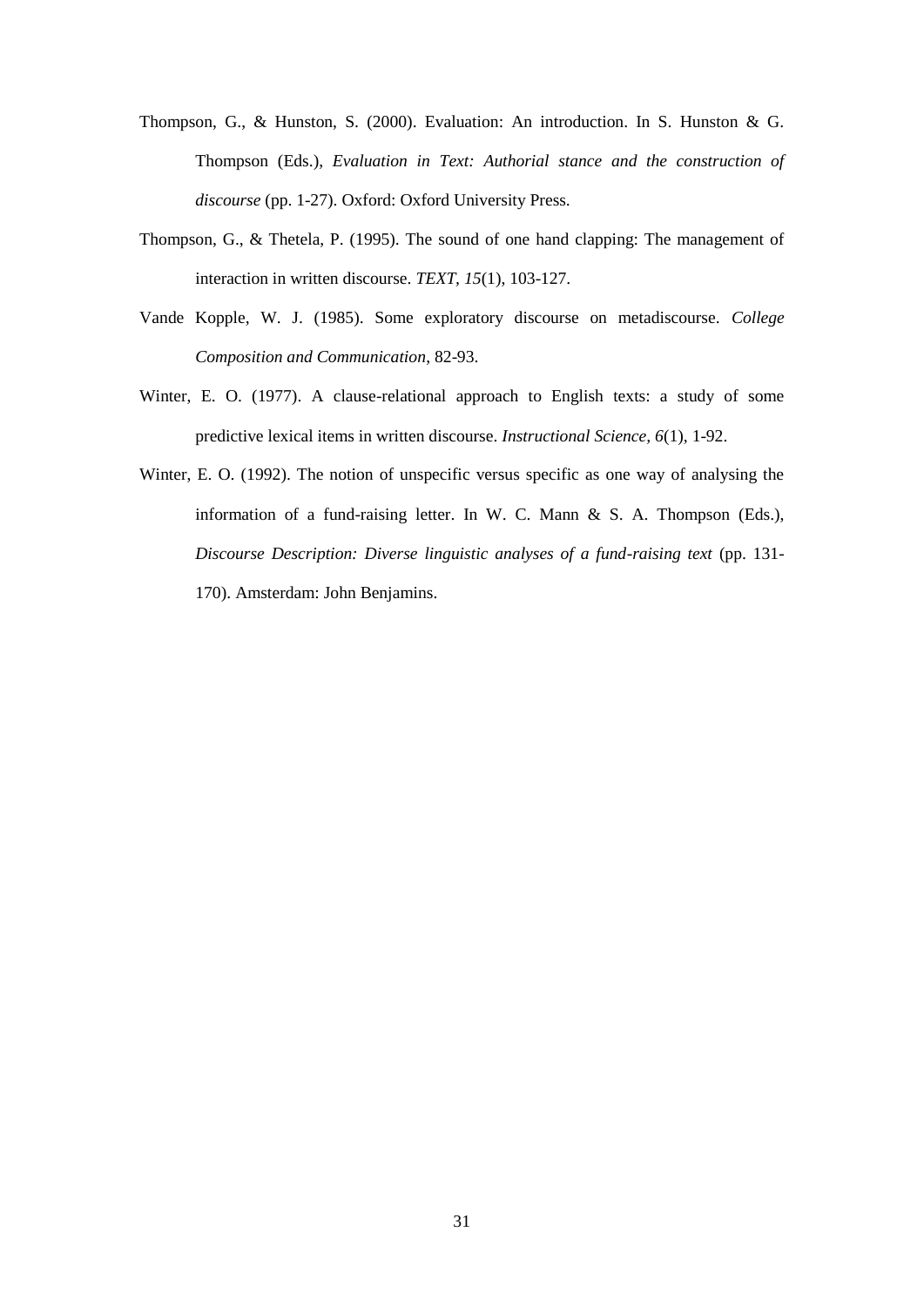Thompson, G., & Hunston, S. (2000). Evaluation: An introduction. In S. Hunston & G. Thompson (Eds.), *Evaluation in Text: Authorial stance and the construction of discourse* (pp. 1-27). Oxford: Oxford University Press.

Thompson, G., & Thetela, P. (1995). The sound of one hand clapping: The management of interaction in written discourse. *TEXT, 15*(1), 103-127.

Vande Kopple, W. J. (1985). Some exploratory discourse on metadiscourse. *College Composition and Communication*, 82-93.

Winter, E. O. (1977). A clause-relational approach to English texts: a study of some predictive lexical items in written discourse. *Instructional Science, 6*(1), 1-92.

Winter, E. O. (1992). The notion of unspecific versus specific as one way of analysing the information of a fund-raising letter. In W. C. Mann & S. A. Thompson (Eds.), *Discourse Description: Diverse linguistic analyses of a fund-raising text* (pp. 131-170). Amsterdam: John Benjamins.